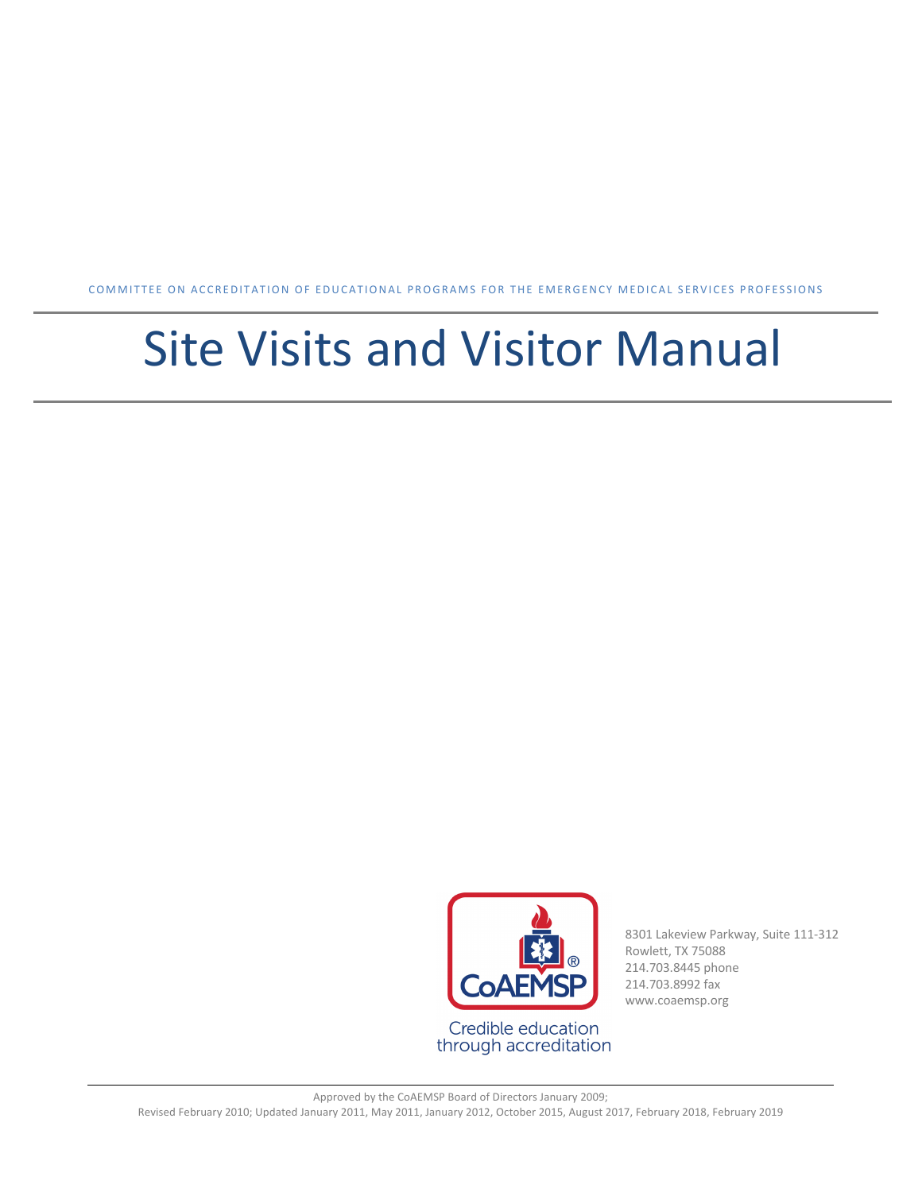COMMITTEE ON ACCREDITATION OF EDUCATIONAL PROGRAMS FOR THE EMERGENCY MEDICAL SERVICES PROFESSIONS

# Site Visits and Visitor Manual

CoAEMSP

Credible education through accreditation

8301 Lakeview Parkway, Suite 111-312
Rowlett, TX 75088
214.703.8445 phone
214.703.8992 fax
www.coaemsp.org

Approved by the CoAEMSP Board of Directors January 2009;
Revised February 2010; Updated January 2011, May 2011, January 2012, October 2015, August 2017, February 2018, February 2019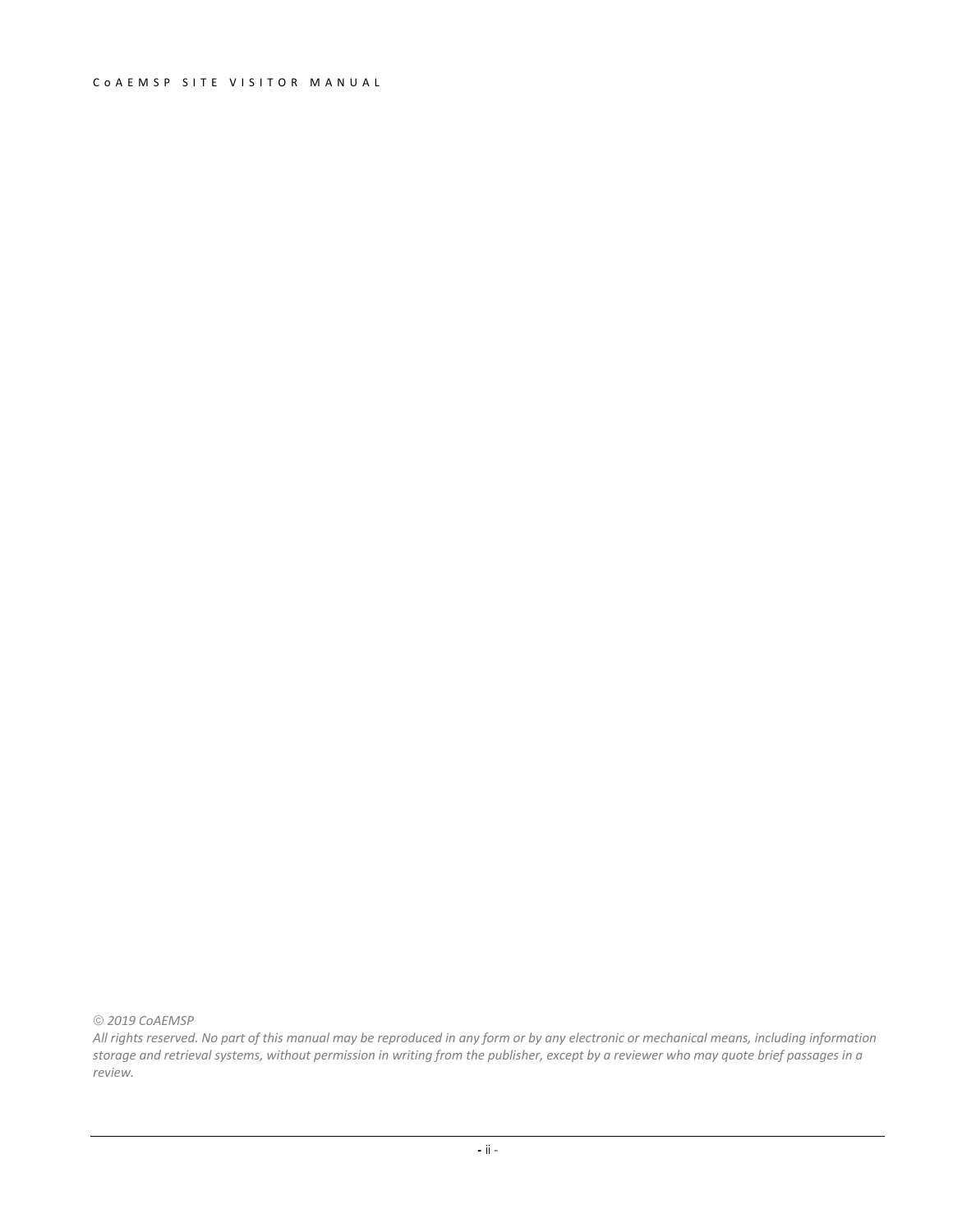*© 2019 CoAEMSP*

*All rights reserved. No part of this manual may be reproduced in any form or by any electronic or mechanical means, including information storage and retrieval systems, without permission in writing from the publisher, except by a reviewer who may quote brief passages in a review.*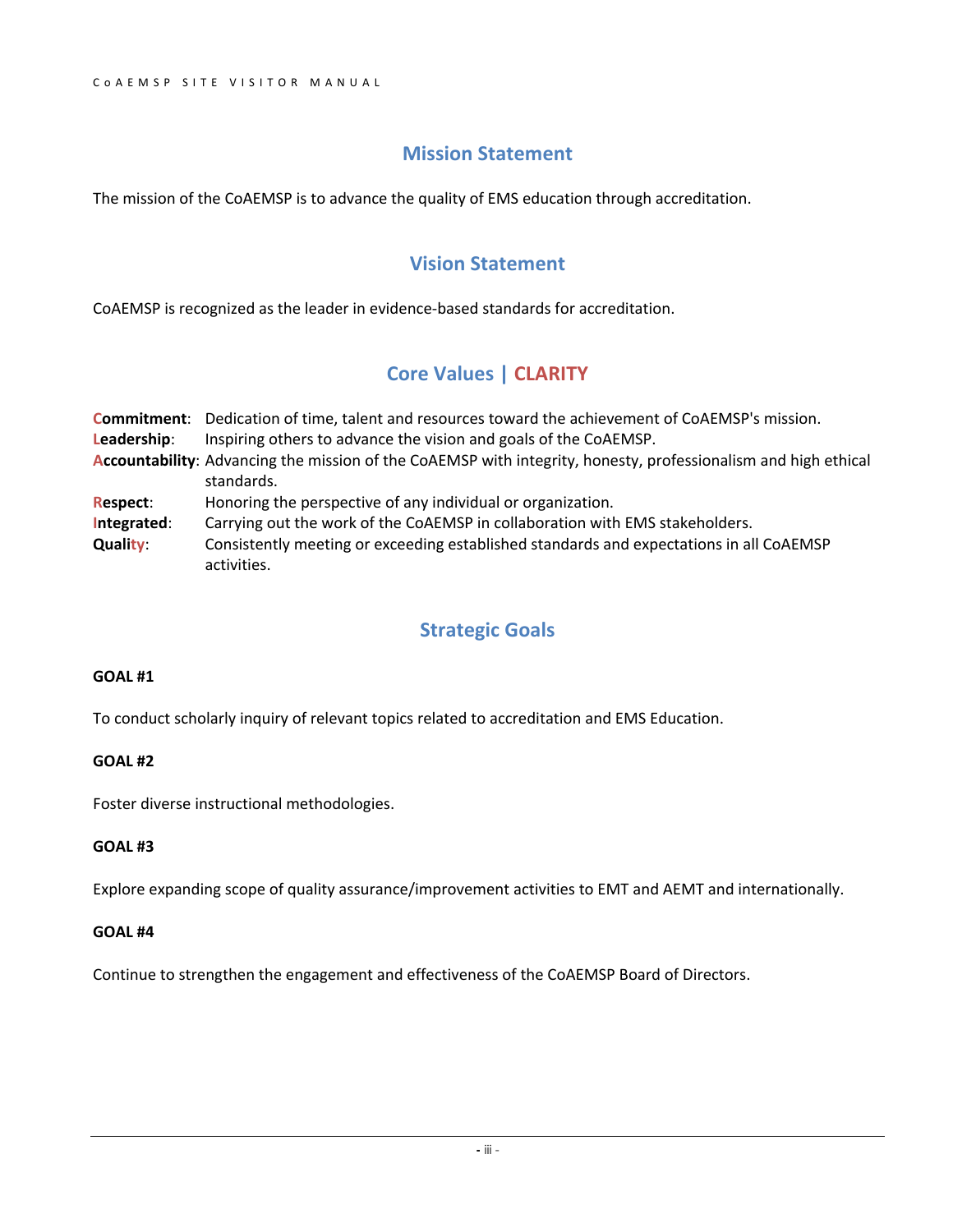## Mission Statement

The mission of the CoAEMSP is to advance the quality of EMS education through accreditation.

## Vision Statement

CoAEMSP is recognized as the leader in evidence-based standards for accreditation.

## Core Values | CLARITY

**Commitment**: Dedication of time, talent and resources toward the achievement of CoAEMSP's mission.
**Leadership**: Inspiring others to advance the vision and goals of the CoAEMSP.
**Accountability**: Advancing the mission of the CoAEMSP with integrity, honesty, professionalism and high ethical standards.
**Respect**: Honoring the perspective of any individual or organization.
**Integrated**: Carrying out the work of the CoAEMSP in collaboration with EMS stakeholders.
**Quality**: Consistently meeting or exceeding established standards and expectations in all CoAEMSP activities.

## Strategic Goals

**GOAL #1**

To conduct scholarly inquiry of relevant topics related to accreditation and EMS Education.

**GOAL #2**

Foster diverse instructional methodologies.

**GOAL #3**

Explore expanding scope of quality assurance/improvement activities to EMT and AEMT and internationally.

**GOAL #4**

Continue to strengthen the engagement and effectiveness of the CoAEMSP Board of Directors.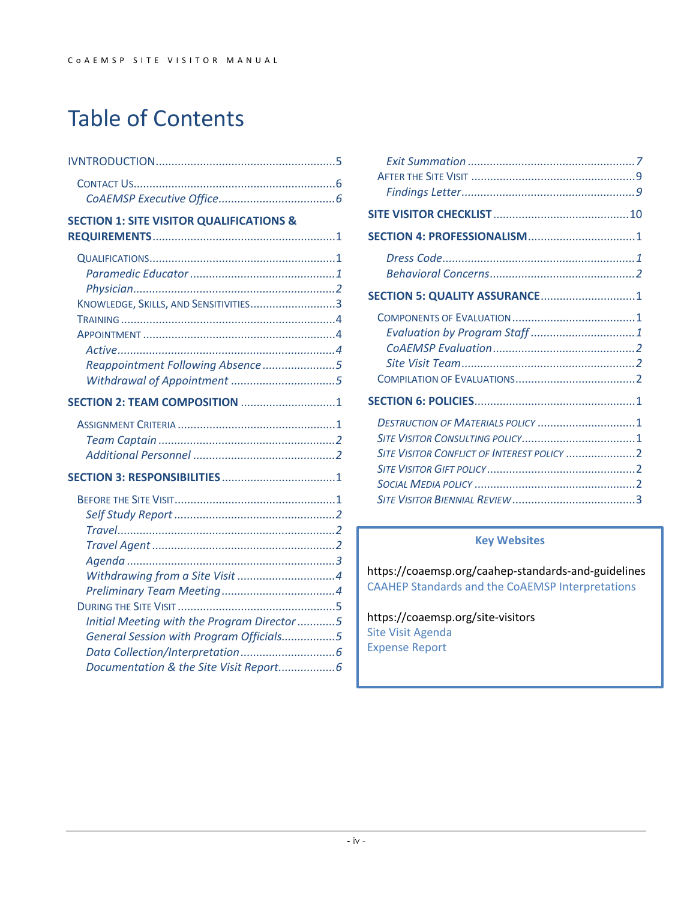# Table of Contents

IVNTRODUCTION........................................................5

- Contact Us................................................................6
  - *CoAEMSP Executive Office.....................................6*

**SECTION 1: SITE VISITOR QUALIFICATIONS & REQUIREMENTS..........................................................1**

- Qualifications...........................................................1
  - *Paramedic Educator..............................................1*
  - *Physician................................................................2*
- Knowledge, Skills, and Sensitivities...........................3
- Training....................................................................4
- Appointment.............................................................4
  - *Active.....................................................................4*
  - *Reappointment Following Absence.......................5*
  - *Withdrawal of Appointment.................................5*

**SECTION 2: TEAM COMPOSITION..............................1**

- Assignment Criteria..................................................1
  - *Team Captain........................................................2*
  - *Additional Personnel.............................................2*

**SECTION 3: RESPONSIBILITIES....................................1**

- Before the Site Visit...................................................1
  - *Self Study Report..................................................2*
  - *Travel....................................................................2*
  - *Travel Agent..........................................................2*
  - *Agenda..................................................................3*
  - *Withdrawing from a Site Visit...............................4*
  - *Preliminary Team Meeting....................................4*
- During the Site Visit..................................................5
  - *Initial Meeting with the Program Director............5*
  - *General Session with Program Officials.................5*
  - *Data Collection/Interpretation.............................6*
  - *Documentation & the Site Visit Report..................6*
  - *Exit Summation.....................................................7*
- After the Site Visit.....................................................9
  - *Findings Letter.......................................................9*

**SITE VISITOR CHECKLIST...........................................10**

**SECTION 4: PROFESSIONALISM..................................1**

- *Dress Code.............................................................1*
- *Behavioral Concerns..............................................2*

**SECTION 5: QUALITY ASSURANCE..............................1**

- Components of Evaluation.......................................1
  - *Evaluation by Program Staff.................................1*
  - *CoAEMSP Evaluation.............................................2*
  - *Site Visit Team.......................................................2*
- Compilation of Evaluations......................................2

**SECTION 6: POLICIES...................................................1**

- *Destruction of Materials Policy...............................1*
- *Site Visitor Consulting Policy....................................1*
- *Site Visitor Conflict of Interest Policy......................2*
- *Site Visitor Gift Policy...............................................2*
- *Social Media Policy...................................................2*
- *Site Visitor Biennial Review.......................................3*

**Key Websites**

https://coaemsp.org/caahep-standards-and-guidelines
CAAHEP Standards and the CoAEMSP Interpretations

https://coaemsp.org/site-visitors
Site Visit Agenda
Expense Report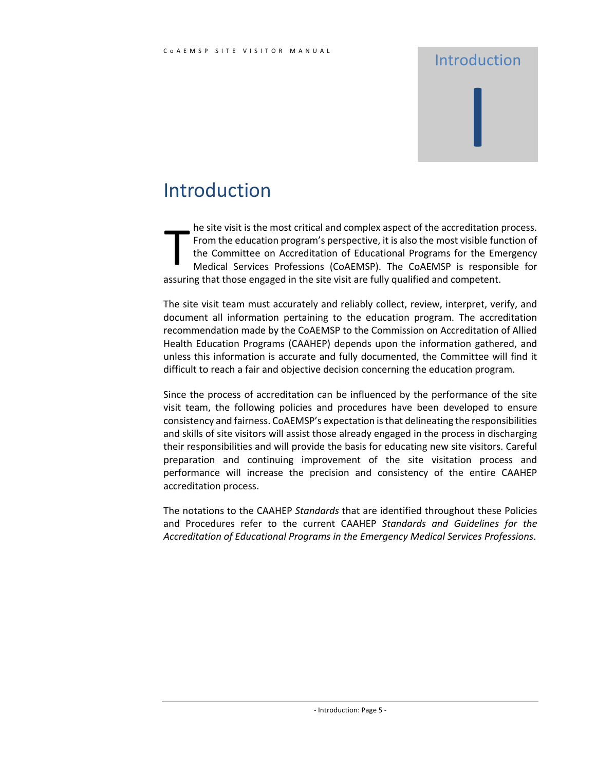# Introduction

The site visit is the most critical and complex aspect of the accreditation process. From the education program's perspective, it is also the most visible function of the Committee on Accreditation of Educational Programs for the Emergency Medical Services Professions (CoAEMSP). The CoAEMSP is responsible for assuring that those engaged in the site visit are fully qualified and competent.

The site visit team must accurately and reliably collect, review, interpret, verify, and document all information pertaining to the education program. The accreditation recommendation made by the CoAEMSP to the Commission on Accreditation of Allied Health Education Programs (CAAHEP) depends upon the information gathered, and unless this information is accurate and fully documented, the Committee will find it difficult to reach a fair and objective decision concerning the education program.

Since the process of accreditation can be influenced by the performance of the site visit team, the following policies and procedures have been developed to ensure consistency and fairness. CoAEMSP's expectation is that delineating the responsibilities and skills of site visitors will assist those already engaged in the process in discharging their responsibilities and will provide the basis for educating new site visitors. Careful preparation and continuing improvement of the site visitation process and performance will increase the precision and consistency of the entire CAAHEP accreditation process.

The notations to the CAAHEP *Standards* that are identified throughout these Policies and Procedures refer to the current CAAHEP *Standards and Guidelines for the Accreditation of Educational Programs in the Emergency Medical Services Professions*.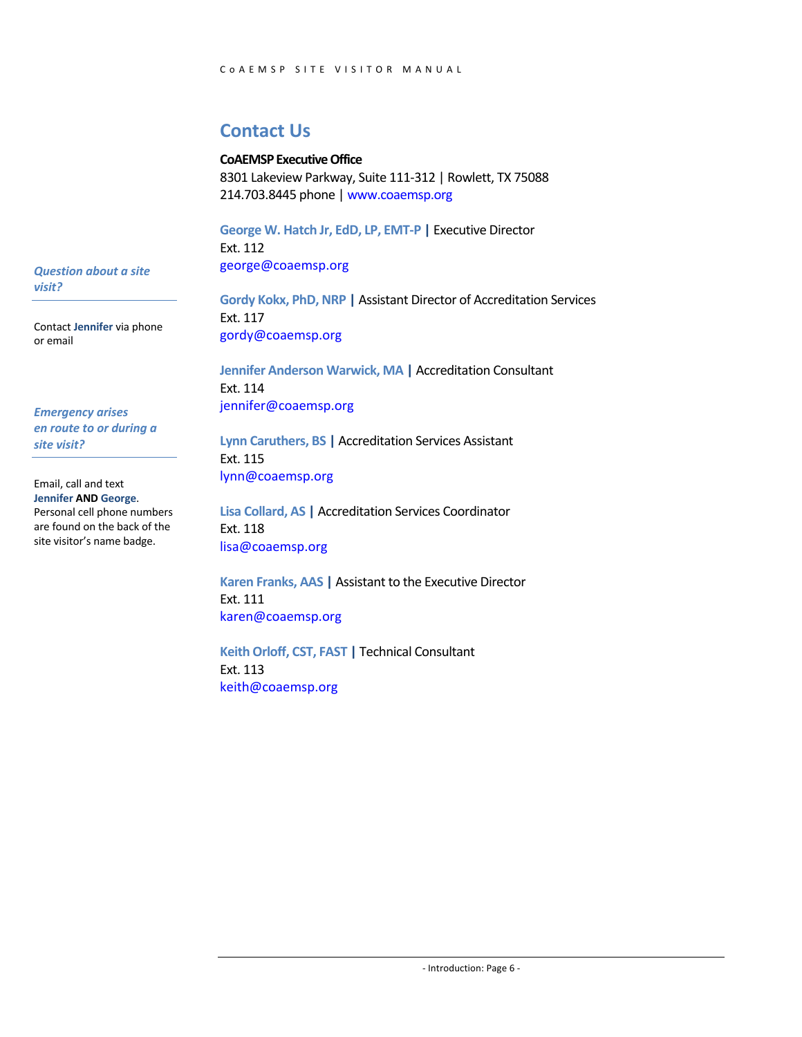## Contact Us

**CoAEMSP Executive Office**
8301 Lakeview Parkway, Suite 111-312 | Rowlett, TX 75088
214.703.8445 phone | www.coaemsp.org

**George W. Hatch Jr, EdD, LP, EMT-P** | Executive Director
Ext. 112
george@coaemsp.org

**Gordy Kokx, PhD, NRP** | Assistant Director of Accreditation Services
Ext. 117
gordy@coaemsp.org

**Jennifer Anderson Warwick, MA** | Accreditation Consultant
Ext. 114
jennifer@coaemsp.org

**Lynn Caruthers, BS** | Accreditation Services Assistant
Ext. 115
lynn@coaemsp.org

**Lisa Collard, AS** | Accreditation Services Coordinator
Ext. 118
lisa@coaemsp.org

**Karen Franks, AAS** | Assistant to the Executive Director
Ext. 111
karen@coaemsp.org

**Keith Orloff, CST, FAST** | Technical Consultant
Ext. 113
keith@coaemsp.org

***Question about a site visit?***

Contact **Jennifer** via phone or email

***Emergency arises en route to or during a site visit?***

Email, call and text **Jennifer AND George**. Personal cell phone numbers are found on the back of the site visitor's name badge.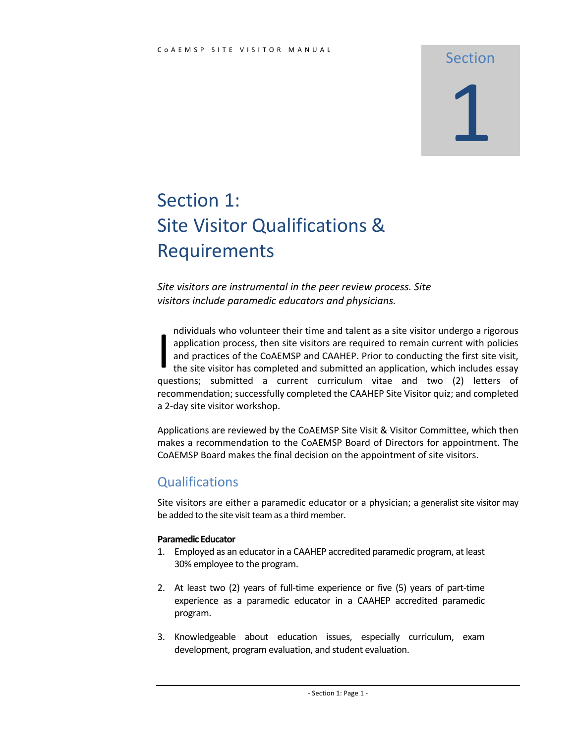# Section 1: Site Visitor Qualifications & Requirements

*Site visitors are instrumental in the peer review process. Site visitors include paramedic educators and physicians.*

Individuals who volunteer their time and talent as a site visitor undergo a rigorous application process, then site visitors are required to remain current with policies and practices of the CoAEMSP and CAAHEP. Prior to conducting the first site visit, the site visitor has completed and submitted an application, which includes essay questions; submitted a current curriculum vitae and two (2) letters of recommendation; successfully completed the CAAHEP Site Visitor quiz; and completed a 2-day site visitor workshop.

Applications are reviewed by the CoAEMSP Site Visit & Visitor Committee, which then makes a recommendation to the CoAEMSP Board of Directors for appointment. The CoAEMSP Board makes the final decision on the appointment of site visitors.

## Qualifications

Site visitors are either a paramedic educator or a physician; a generalist site visitor may be added to the site visit team as a third member.

**Paramedic Educator**

1. Employed as an educator in a CAAHEP accredited paramedic program, at least 30% employee to the program.
2. At least two (2) years of full-time experience or five (5) years of part-time experience as a paramedic educator in a CAAHEP accredited paramedic program.
3. Knowledgeable about education issues, especially curriculum, exam development, program evaluation, and student evaluation.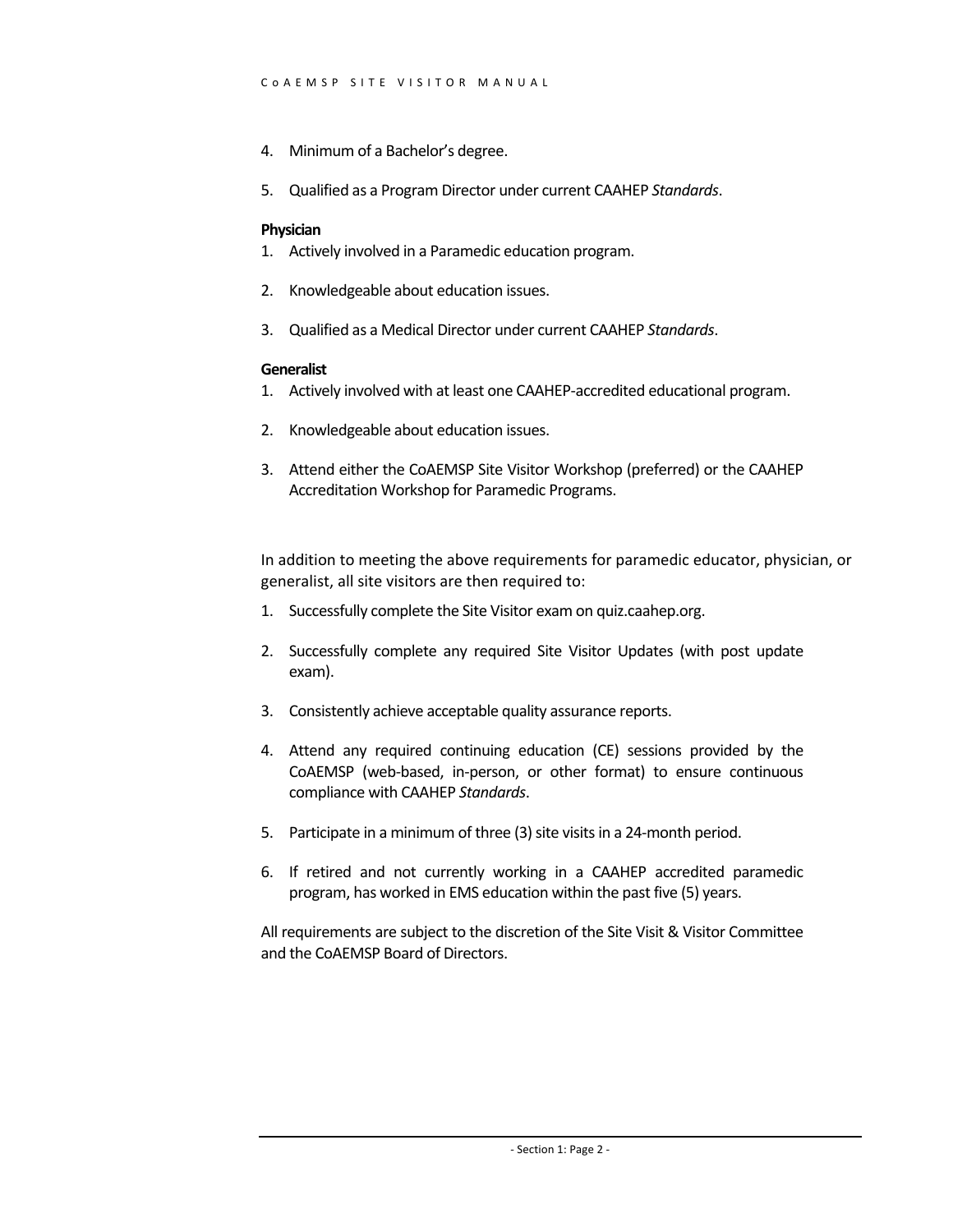4. Minimum of a Bachelor's degree.

5. Qualified as a Program Director under current CAAHEP *Standards*.

**Physician**

1. Actively involved in a Paramedic education program.

2. Knowledgeable about education issues.

3. Qualified as a Medical Director under current CAAHEP *Standards*.

**Generalist**

1. Actively involved with at least one CAAHEP-accredited educational program.

2. Knowledgeable about education issues.

3. Attend either the CoAEMSP Site Visitor Workshop (preferred) or the CAAHEP Accreditation Workshop for Paramedic Programs.

In addition to meeting the above requirements for paramedic educator, physician, or generalist, all site visitors are then required to:

1. Successfully complete the Site Visitor exam on quiz.caahep.org.

2. Successfully complete any required Site Visitor Updates (with post update exam).

3. Consistently achieve acceptable quality assurance reports.

4. Attend any required continuing education (CE) sessions provided by the CoAEMSP (web-based, in-person, or other format) to ensure continuous compliance with CAAHEP *Standards*.

5. Participate in a minimum of three (3) site visits in a 24-month period.

6. If retired and not currently working in a CAAHEP accredited paramedic program, has worked in EMS education within the past five (5) years.

All requirements are subject to the discretion of the Site Visit & Visitor Committee and the CoAEMSP Board of Directors.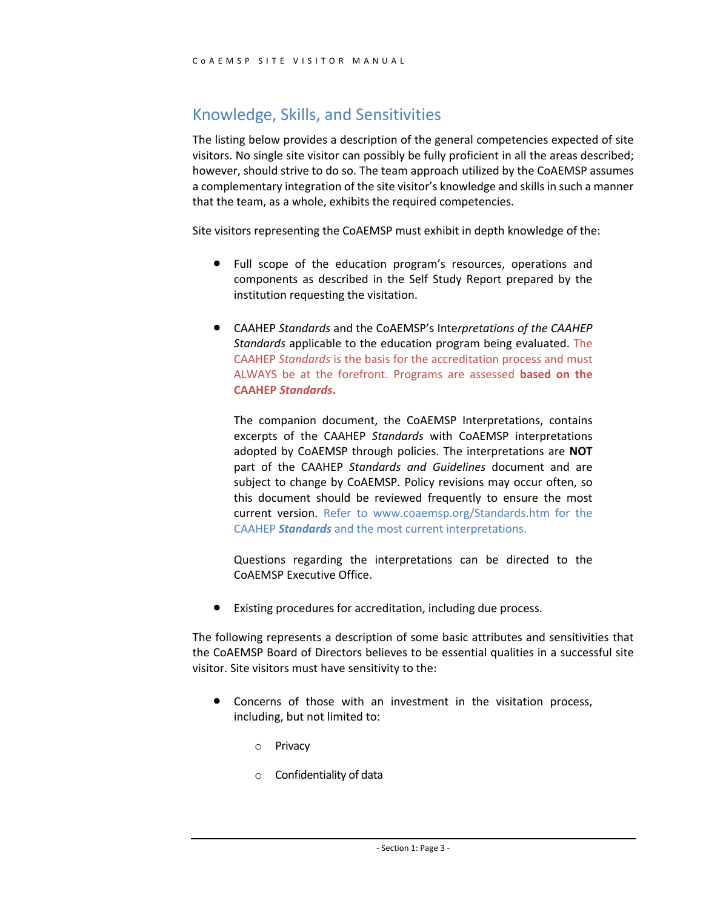## Knowledge, Skills, and Sensitivities

The listing below provides a description of the general competencies expected of site visitors. No single site visitor can possibly be fully proficient in all the areas described; however, should strive to do so. The team approach utilized by the CoAEMSP assumes a complementary integration of the site visitor's knowledge and skills in such a manner that the team, as a whole, exhibits the required competencies.

Site visitors representing the CoAEMSP must exhibit in depth knowledge of the:

- Full scope of the education program's resources, operations and components as described in the Self Study Report prepared by the institution requesting the visitation.

- CAAHEP *Standards* and the CoAEMSP's Inter*pretations of the CAAHEP Standards* applicable to the education program being evaluated. The CAAHEP *Standards* is the basis for the accreditation process and must ALWAYS be at the forefront. Programs are assessed **based on the CAAHEP *Standards*.**

  The companion document, the CoAEMSP Interpretations, contains excerpts of the CAAHEP *Standards* with CoAEMSP interpretations adopted by CoAEMSP through policies. The interpretations are **NOT** part of the CAAHEP *Standards and Guidelines* document and are subject to change by CoAEMSP. Policy revisions may occur often, so this document should be reviewed frequently to ensure the most current version. Refer to www.coaemsp.org/Standards.htm for the CAAHEP ***Standards*** and the most current interpretations.

  Questions regarding the interpretations can be directed to the CoAEMSP Executive Office.

- Existing procedures for accreditation, including due process.

The following represents a description of some basic attributes and sensitivities that the CoAEMSP Board of Directors believes to be essential qualities in a successful site visitor. Site visitors must have sensitivity to the:

- Concerns of those with an investment in the visitation process, including, but not limited to:
  - Privacy
  - Confidentiality of data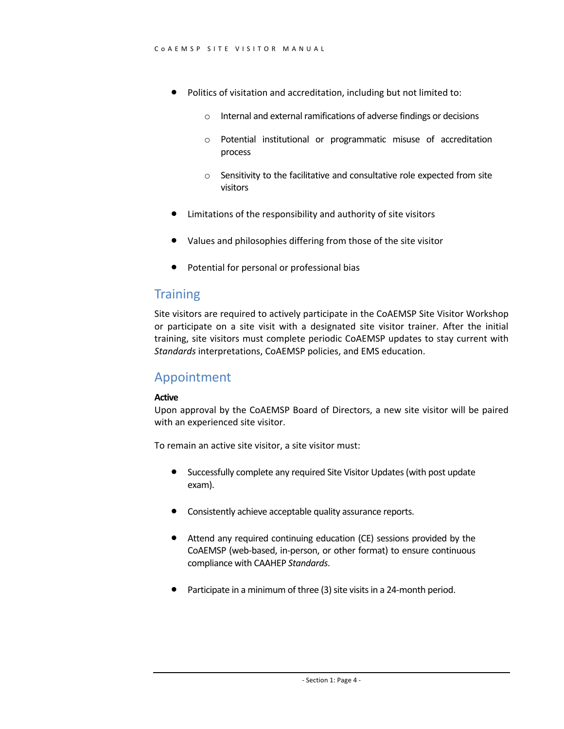- Politics of visitation and accreditation, including but not limited to:
  - Internal and external ramifications of adverse findings or decisions
  - Potential institutional or programmatic misuse of accreditation process
  - Sensitivity to the facilitative and consultative role expected from site visitors
- Limitations of the responsibility and authority of site visitors
- Values and philosophies differing from those of the site visitor
- Potential for personal or professional bias

## Training

Site visitors are required to actively participate in the CoAEMSP Site Visitor Workshop or participate on a site visit with a designated site visitor trainer. After the initial training, site visitors must complete periodic CoAEMSP updates to stay current with *Standards* interpretations, CoAEMSP policies, and EMS education.

## Appointment

**Active**

Upon approval by the CoAEMSP Board of Directors, a new site visitor will be paired with an experienced site visitor.

To remain an active site visitor, a site visitor must:

- Successfully complete any required Site Visitor Updates (with post update exam).
- Consistently achieve acceptable quality assurance reports.
- Attend any required continuing education (CE) sessions provided by the CoAEMSP (web-based, in-person, or other format) to ensure continuous compliance with CAAHEP *Standards*.
- Participate in a minimum of three (3) site visits in a 24-month period.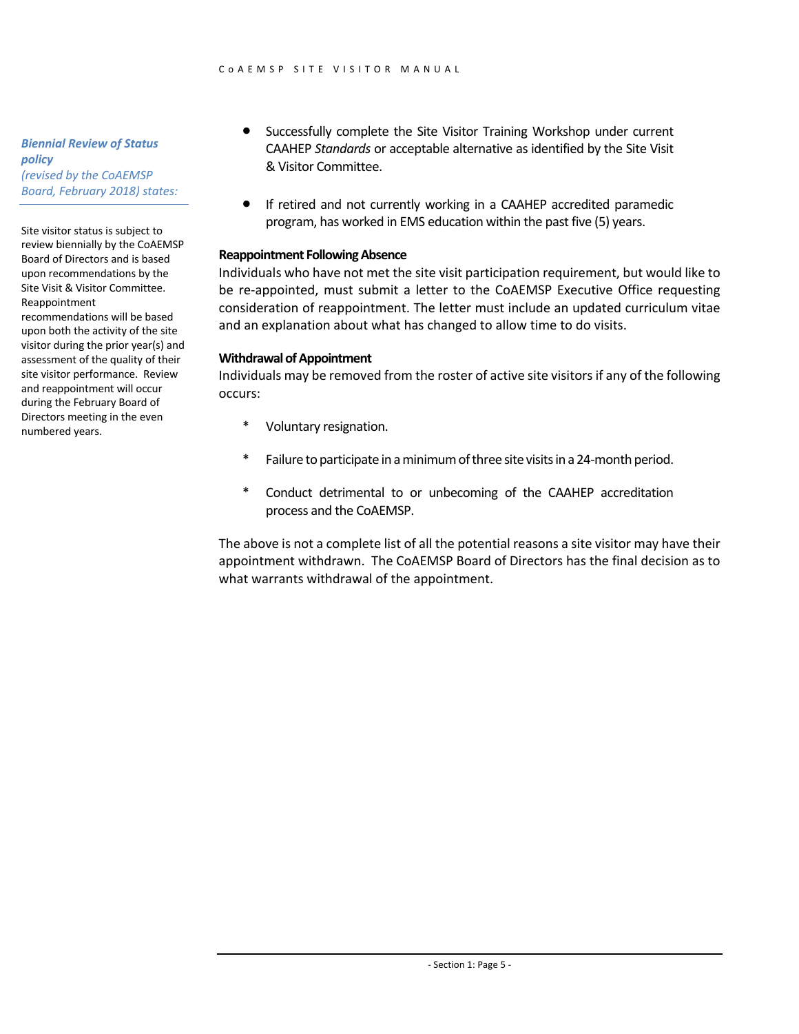*Biennial Review of Status policy*
*(revised by the CoAEMSP Board, February 2018) states:*

Site visitor status is subject to review biennially by the CoAEMSP Board of Directors and is based upon recommendations by the Site Visit & Visitor Committee. Reappointment recommendations will be based upon both the activity of the site visitor during the prior year(s) and assessment of the quality of their site visitor performance. Review and reappointment will occur during the February Board of Directors meeting in the even numbered years.

- Successfully complete the Site Visitor Training Workshop under current CAAHEP *Standards* or acceptable alternative as identified by the Site Visit & Visitor Committee.
- If retired and not currently working in a CAAHEP accredited paramedic program, has worked in EMS education within the past five (5) years.

**Reappointment Following Absence**

Individuals who have not met the site visit participation requirement, but would like to be re-appointed, must submit a letter to the CoAEMSP Executive Office requesting consideration of reappointment. The letter must include an updated curriculum vitae and an explanation about what has changed to allow time to do visits.

**Withdrawal of Appointment**

Individuals may be removed from the roster of active site visitors if any of the following occurs:

- Voluntary resignation.
- Failure to participate in a minimum of three site visits in a 24-month period.
- Conduct detrimental to or unbecoming of the CAAHEP accreditation process and the CoAEMSP.

The above is not a complete list of all the potential reasons a site visitor may have their appointment withdrawn. The CoAEMSP Board of Directors has the final decision as to what warrants withdrawal of the appointment.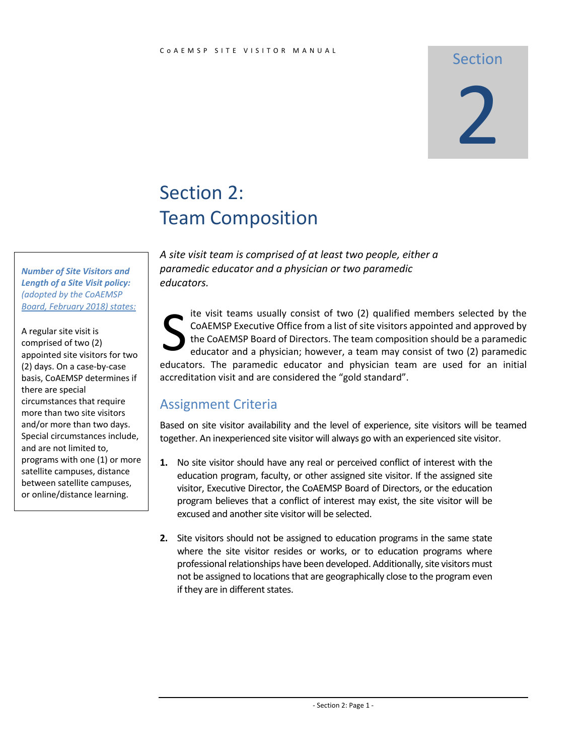Section

2

# Section 2: Team Composition

*A site visit team is comprised of at least two people, either a paramedic educator and a physician or two paramedic educators.*

***Number of Site Visitors and Length of a Site Visit policy:*** *(adopted by the CoAEMSP Board, February 2018) states:*

A regular site visit is comprised of two (2) appointed site visitors for two (2) days. On a case-by-case basis, CoAEMSP determines if there are special circumstances that require more than two site visitors and/or more than two days. Special circumstances include, and are not limited to, programs with one (1) or more satellite campuses, distance between satellite campuses, or online/distance learning.

Site visit teams usually consist of two (2) qualified members selected by the CoAEMSP Executive Office from a list of site visitors appointed and approved by the CoAEMSP Board of Directors. The team composition should be a paramedic educator and a physician; however, a team may consist of two (2) paramedic educators. The paramedic educator and physician team are used for an initial accreditation visit and are considered the "gold standard".

## Assignment Criteria

Based on site visitor availability and the level of experience, site visitors will be teamed together. An inexperienced site visitor will always go with an experienced site visitor.

1. No site visitor should have any real or perceived conflict of interest with the education program, faculty, or other assigned site visitor. If the assigned site visitor, Executive Director, the CoAEMSP Board of Directors, or the education program believes that a conflict of interest may exist, the site visitor will be excused and another site visitor will be selected.

2. Site visitors should not be assigned to education programs in the same state where the site visitor resides or works, or to education programs where professional relationships have been developed. Additionally, site visitors must not be assigned to locations that are geographically close to the program even if they are in different states.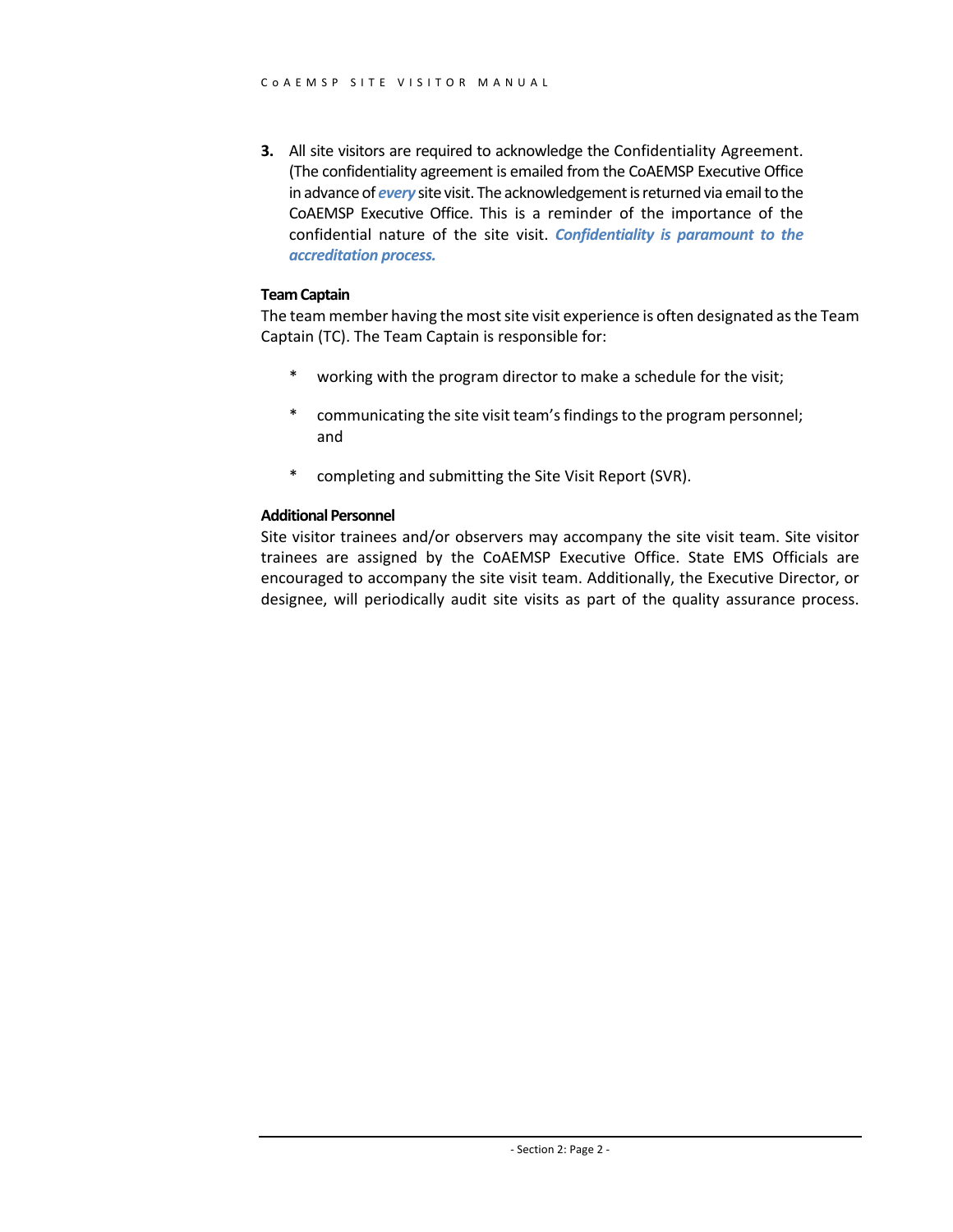3. All site visitors are required to acknowledge the Confidentiality Agreement. (The confidentiality agreement is emailed from the CoAEMSP Executive Office in advance of ***every*** site visit. The acknowledgement is returned via email to the CoAEMSP Executive Office. This is a reminder of the importance of the confidential nature of the site visit. ***Confidentiality is paramount to the accreditation process.***

**Team Captain**

The team member having the most site visit experience is often designated as the Team Captain (TC). The Team Captain is responsible for:

* working with the program director to make a schedule for the visit;
* communicating the site visit team's findings to the program personnel; and
* completing and submitting the Site Visit Report (SVR).

**Additional Personnel**

Site visitor trainees and/or observers may accompany the site visit team. Site visitor trainees are assigned by the CoAEMSP Executive Office. State EMS Officials are encouraged to accompany the site visit team. Additionally, the Executive Director, or designee, will periodically audit site visits as part of the quality assurance process.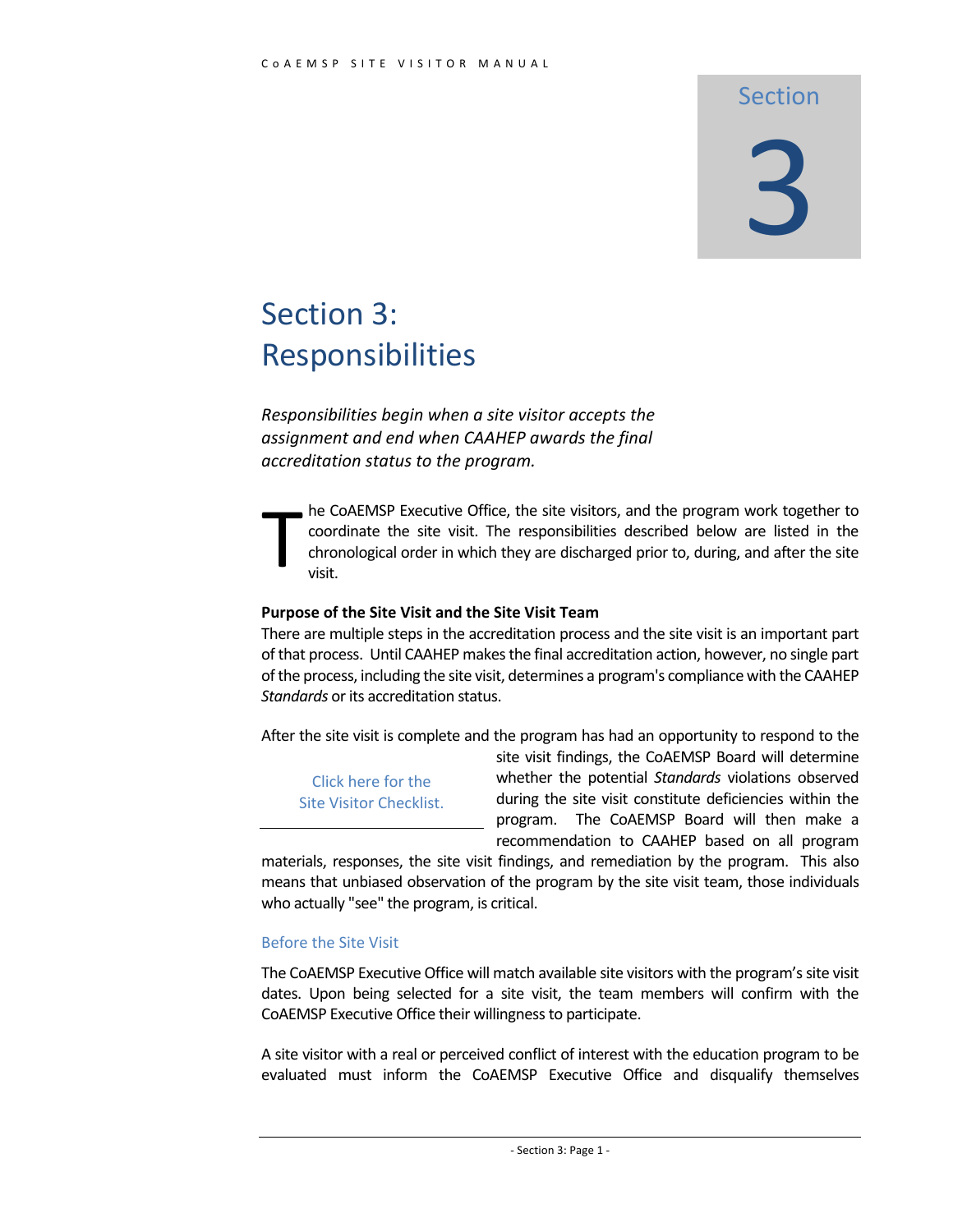# Section 3: Responsibilities

*Responsibilities begin when a site visitor accepts the assignment and end when CAAHEP awards the final accreditation status to the program.*

The CoAEMSP Executive Office, the site visitors, and the program work together to coordinate the site visit. The responsibilities described below are listed in the chronological order in which they are discharged prior to, during, and after the site visit.

**Purpose of the Site Visit and the Site Visit Team**

There are multiple steps in the accreditation process and the site visit is an important part of that process. Until CAAHEP makes the final accreditation action, however, no single part of the process, including the site visit, determines a program's compliance with the CAAHEP *Standards* or its accreditation status.

After the site visit is complete and the program has had an opportunity to respond to the site visit findings, the CoAEMSP Board will determine whether the potential *Standards* violations observed during the site visit constitute deficiencies within the program. The CoAEMSP Board will then make a recommendation to CAAHEP based on all program materials, responses, the site visit findings, and remediation by the program. This also means that unbiased observation of the program by the site visit team, those individuals who actually "see" the program, is critical.

Click here for the Site Visitor Checklist.

## Before the Site Visit

The CoAEMSP Executive Office will match available site visitors with the program's site visit dates. Upon being selected for a site visit, the team members will confirm with the CoAEMSP Executive Office their willingness to participate.

A site visitor with a real or perceived conflict of interest with the education program to be evaluated must inform the CoAEMSP Executive Office and disqualify themselves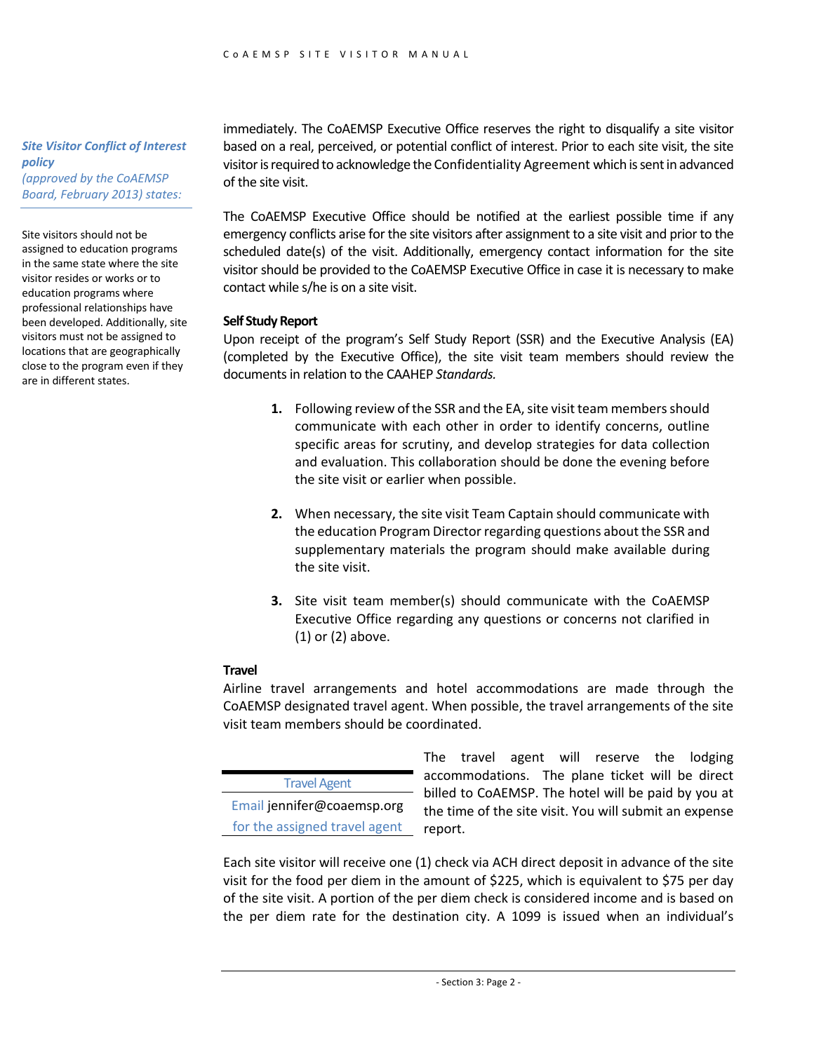*Site Visitor Conflict of Interest policy*
*(approved by the CoAEMSP Board, February 2013) states:*

Site visitors should not be assigned to education programs in the same state where the site visitor resides or works or to education programs where professional relationships have been developed. Additionally, site visitors must not be assigned to locations that are geographically close to the program even if they are in different states.

immediately. The CoAEMSP Executive Office reserves the right to disqualify a site visitor based on a real, perceived, or potential conflict of interest. Prior to each site visit, the site visitor is required to acknowledge the Confidentiality Agreement which is sent in advanced of the site visit.

The CoAEMSP Executive Office should be notified at the earliest possible time if any emergency conflicts arise for the site visitors after assignment to a site visit and prior to the scheduled date(s) of the visit. Additionally, emergency contact information for the site visitor should be provided to the CoAEMSP Executive Office in case it is necessary to make contact while s/he is on a site visit.

**Self Study Report**

Upon receipt of the program's Self Study Report (SSR) and the Executive Analysis (EA) (completed by the Executive Office), the site visit team members should review the documents in relation to the CAAHEP *Standards.*

1. Following review of the SSR and the EA, site visit team members should communicate with each other in order to identify concerns, outline specific areas for scrutiny, and develop strategies for data collection and evaluation. This collaboration should be done the evening before the site visit or earlier when possible.

2. When necessary, the site visit Team Captain should communicate with the education Program Director regarding questions about the SSR and supplementary materials the program should make available during the site visit.

3. Site visit team member(s) should communicate with the CoAEMSP Executive Office regarding any questions or concerns not clarified in (1) or (2) above.

**Travel**

Airline travel arrangements and hotel accommodations are made through the CoAEMSP designated travel agent. When possible, the travel arrangements of the site visit team members should be coordinated.

| Travel Agent |
| --- |
| Email jennifer@coaemsp.org for the assigned travel agent |

The travel agent will reserve the lodging accommodations. The plane ticket will be direct billed to CoAEMSP. The hotel will be paid by you at the time of the site visit. You will submit an expense report.

Each site visitor will receive one (1) check via ACH direct deposit in advance of the site visit for the food per diem in the amount of $225, which is equivalent to $75 per day of the site visit. A portion of the per diem check is considered income and is based on the per diem rate for the destination city. A 1099 is issued when an individual's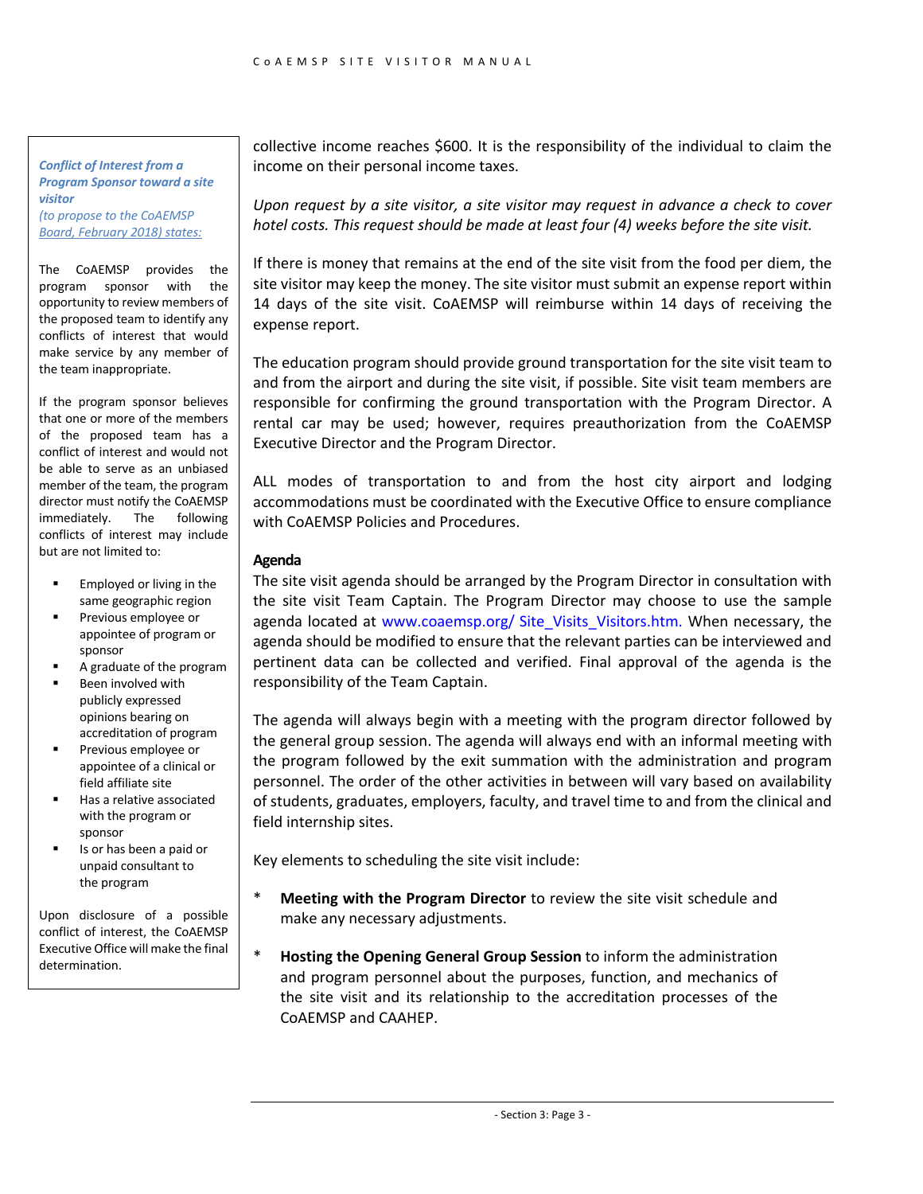*Conflict of Interest from a Program Sponsor toward a site visitor*
*(to propose to the CoAEMSP Board, February 2018) states:*

The CoAEMSP provides the program sponsor with the opportunity to review members of the proposed team to identify any conflicts of interest that would make service by any member of the team inappropriate.

If the program sponsor believes that one or more of the members of the proposed team has a conflict of interest and would not be able to serve as an unbiased member of the team, the program director must notify the CoAEMSP immediately. The following conflicts of interest may include but are not limited to:

- Employed or living in the same geographic region
- Previous employee or appointee of program or sponsor
- A graduate of the program
- Been involved with publicly expressed opinions bearing on accreditation of program
- Previous employee or appointee of a clinical or field affiliate site
- Has a relative associated with the program or sponsor
- Is or has been a paid or unpaid consultant to the program

Upon disclosure of a possible conflict of interest, the CoAEMSP Executive Office will make the final determination.

collective income reaches $600. It is the responsibility of the individual to claim the income on their personal income taxes.

*Upon request by a site visitor, a site visitor may request in advance a check to cover hotel costs. This request should be made at least four (4) weeks before the site visit.*

If there is money that remains at the end of the site visit from the food per diem, the site visitor may keep the money. The site visitor must submit an expense report within 14 days of the site visit. CoAEMSP will reimburse within 14 days of receiving the expense report.

The education program should provide ground transportation for the site visit team to and from the airport and during the site visit, if possible. Site visit team members are responsible for confirming the ground transportation with the Program Director. A rental car may be used; however, requires preauthorization from the CoAEMSP Executive Director and the Program Director.

ALL modes of transportation to and from the host city airport and lodging accommodations must be coordinated with the Executive Office to ensure compliance with CoAEMSP Policies and Procedures.

### Agenda

The site visit agenda should be arranged by the Program Director in consultation with the site visit Team Captain. The Program Director may choose to use the sample agenda located at www.coaemsp.org/ Site_Visits_Visitors.htm. When necessary, the agenda should be modified to ensure that the relevant parties can be interviewed and pertinent data can be collected and verified. Final approval of the agenda is the responsibility of the Team Captain.

The agenda will always begin with a meeting with the program director followed by the general group session. The agenda will always end with an informal meeting with the program followed by the exit summation with the administration and program personnel. The order of the other activities in between will vary based on availability of students, graduates, employers, faculty, and travel time to and from the clinical and field internship sites.

Key elements to scheduling the site visit include:

* **Meeting with the Program Director** to review the site visit schedule and make any necessary adjustments.

* **Hosting the Opening General Group Session** to inform the administration and program personnel about the purposes, function, and mechanics of the site visit and its relationship to the accreditation processes of the CoAEMSP and CAAHEP.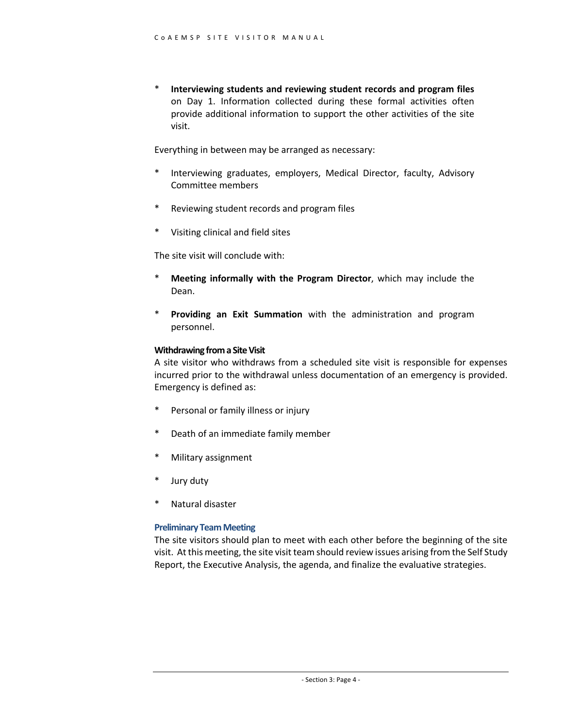* **Interviewing students and reviewing student records and program files** on Day 1. Information collected during these formal activities often provide additional information to support the other activities of the site visit.

Everything in between may be arranged as necessary:

* Interviewing graduates, employers, Medical Director, faculty, Advisory Committee members

* Reviewing student records and program files

* Visiting clinical and field sites

The site visit will conclude with:

* **Meeting informally with the Program Director**, which may include the Dean.

* **Providing an Exit Summation** with the administration and program personnel.

#### Withdrawing from a Site Visit

A site visitor who withdraws from a scheduled site visit is responsible for expenses incurred prior to the withdrawal unless documentation of an emergency is provided. Emergency is defined as:

* Personal or family illness or injury

* Death of an immediate family member

* Military assignment

* Jury duty

* Natural disaster

### Preliminary Team Meeting

The site visitors should plan to meet with each other before the beginning of the site visit. At this meeting, the site visit team should review issues arising from the Self Study Report, the Executive Analysis, the agenda, and finalize the evaluative strategies.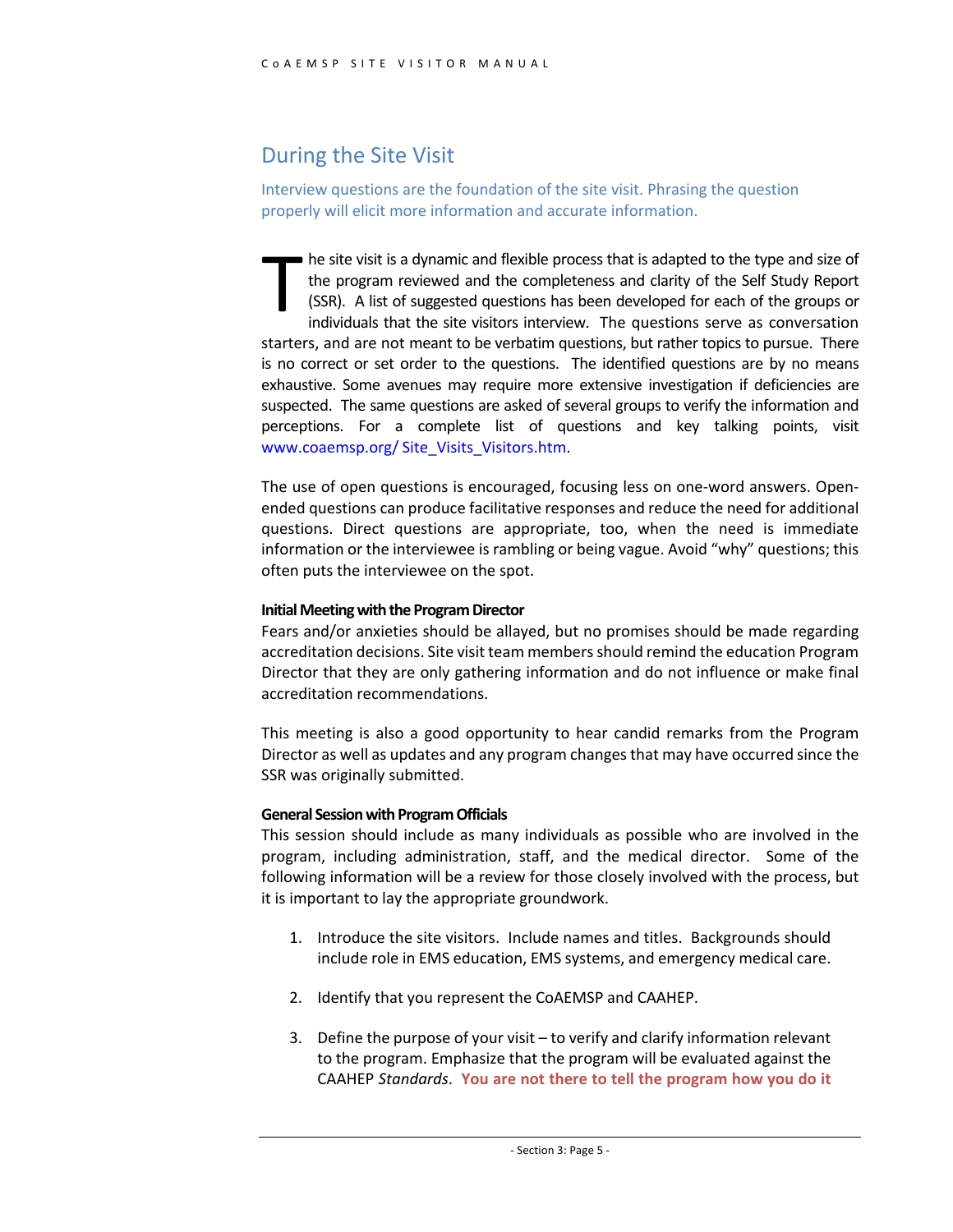## During the Site Visit

Interview questions are the foundation of the site visit. Phrasing the question properly will elicit more information and accurate information.

The site visit is a dynamic and flexible process that is adapted to the type and size of the program reviewed and the completeness and clarity of the Self Study Report (SSR). A list of suggested questions has been developed for each of the groups or individuals that the site visitors interview. The questions serve as conversation starters, and are not meant to be verbatim questions, but rather topics to pursue. There is no correct or set order to the questions. The identified questions are by no means exhaustive. Some avenues may require more extensive investigation if deficiencies are suspected. The same questions are asked of several groups to verify the information and perceptions. For a complete list of questions and key talking points, visit www.coaemsp.org/ Site_Visits_Visitors.htm.

The use of open questions is encouraged, focusing less on one-word answers. Open-ended questions can produce facilitative responses and reduce the need for additional questions. Direct questions are appropriate, too, when the need is immediate information or the interviewee is rambling or being vague. Avoid "why" questions; this often puts the interviewee on the spot.

**Initial Meeting with the Program Director**

Fears and/or anxieties should be allayed, but no promises should be made regarding accreditation decisions. Site visit team members should remind the education Program Director that they are only gathering information and do not influence or make final accreditation recommendations.

This meeting is also a good opportunity to hear candid remarks from the Program Director as well as updates and any program changes that may have occurred since the SSR was originally submitted.

**General Session with Program Officials**

This session should include as many individuals as possible who are involved in the program, including administration, staff, and the medical director. Some of the following information will be a review for those closely involved with the process, but it is important to lay the appropriate groundwork.

1. Introduce the site visitors. Include names and titles. Backgrounds should include role in EMS education, EMS systems, and emergency medical care.

2. Identify that you represent the CoAEMSP and CAAHEP.

3. Define the purpose of your visit – to verify and clarify information relevant to the program. Emphasize that the program will be evaluated against the CAAHEP *Standards*. **You are not there to tell the program how you do it**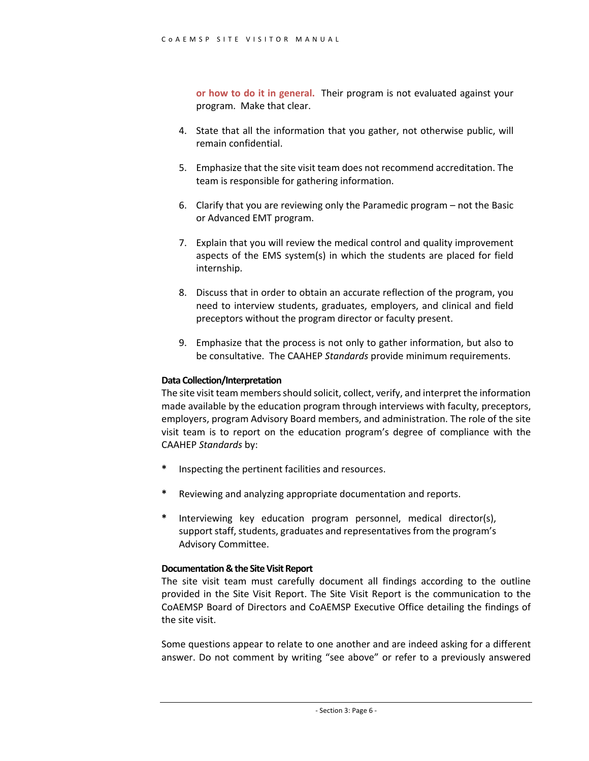or how to do it in general. Their program is not evaluated against your program. Make that clear.

4. State that all the information that you gather, not otherwise public, will remain confidential.

5. Emphasize that the site visit team does not recommend accreditation. The team is responsible for gathering information.

6. Clarify that you are reviewing only the Paramedic program – not the Basic or Advanced EMT program.

7. Explain that you will review the medical control and quality improvement aspects of the EMS system(s) in which the students are placed for field internship.

8. Discuss that in order to obtain an accurate reflection of the program, you need to interview students, graduates, employers, and clinical and field preceptors without the program director or faculty present.

9. Emphasize that the process is not only to gather information, but also to be consultative. The CAAHEP *Standards* provide minimum requirements.

**Data Collection/Interpretation**

The site visit team members should solicit, collect, verify, and interpret the information made available by the education program through interviews with faculty, preceptors, employers, program Advisory Board members, and administration. The role of the site visit team is to report on the education program's degree of compliance with the CAAHEP *Standards* by:

* Inspecting the pertinent facilities and resources.

* Reviewing and analyzing appropriate documentation and reports.

* Interviewing key education program personnel, medical director(s), support staff, students, graduates and representatives from the program's Advisory Committee.

**Documentation & the Site Visit Report**

The site visit team must carefully document all findings according to the outline provided in the Site Visit Report. The Site Visit Report is the communication to the CoAEMSP Board of Directors and CoAEMSP Executive Office detailing the findings of the site visit.

Some questions appear to relate to one another and are indeed asking for a different answer. Do not comment by writing "see above" or refer to a previously answered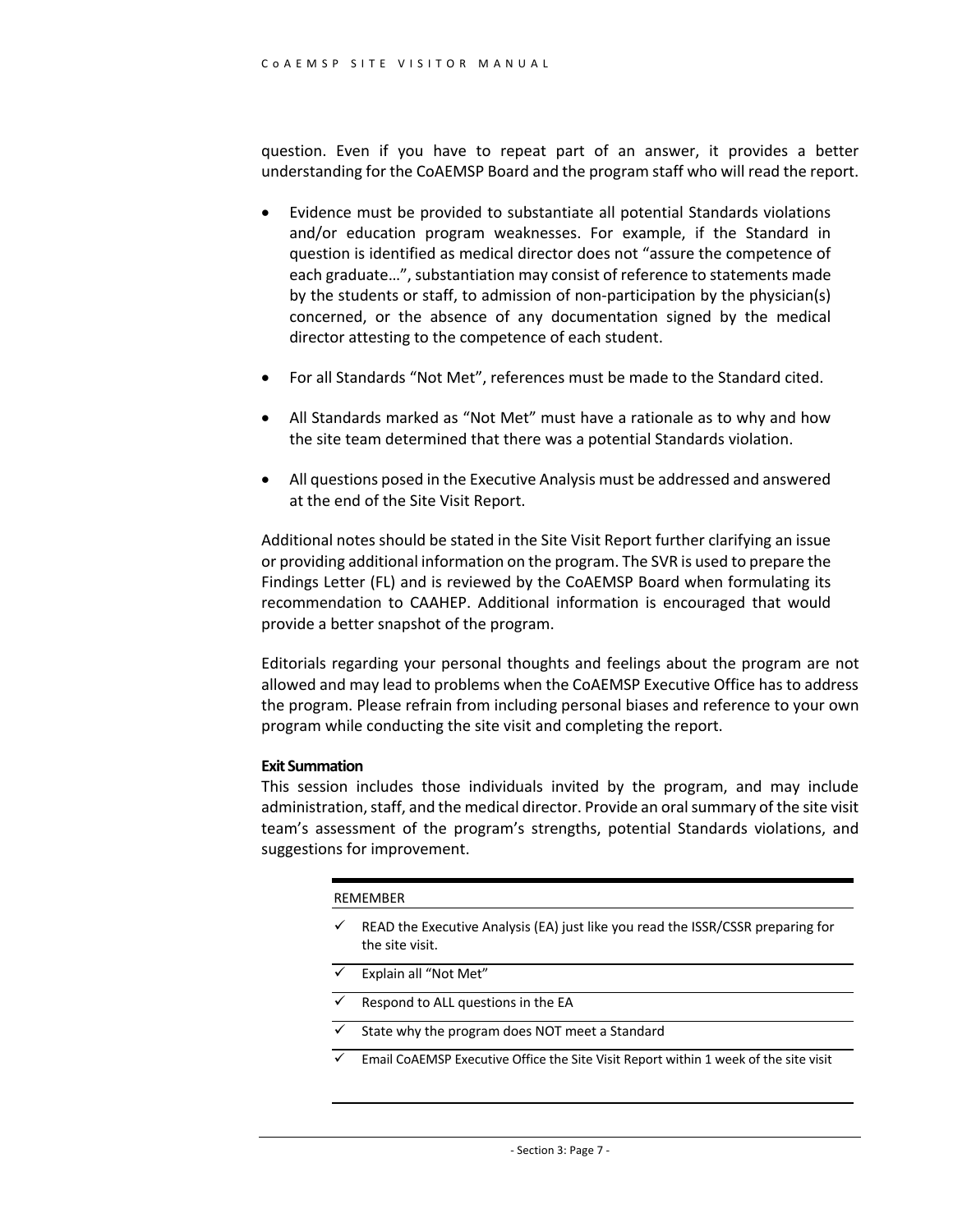question. Even if you have to repeat part of an answer, it provides a better understanding for the CoAEMSP Board and the program staff who will read the report.

- Evidence must be provided to substantiate all potential Standards violations and/or education program weaknesses. For example, if the Standard in question is identified as medical director does not "assure the competence of each graduate…", substantiation may consist of reference to statements made by the students or staff, to admission of non-participation by the physician(s) concerned, or the absence of any documentation signed by the medical director attesting to the competence of each student.
- For all Standards "Not Met", references must be made to the Standard cited.
- All Standards marked as "Not Met" must have a rationale as to why and how the site team determined that there was a potential Standards violation.
- All questions posed in the Executive Analysis must be addressed and answered at the end of the Site Visit Report.

Additional notes should be stated in the Site Visit Report further clarifying an issue or providing additional information on the program. The SVR is used to prepare the Findings Letter (FL) and is reviewed by the CoAEMSP Board when formulating its recommendation to CAAHEP. Additional information is encouraged that would provide a better snapshot of the program.

Editorials regarding your personal thoughts and feelings about the program are not allowed and may lead to problems when the CoAEMSP Executive Office has to address the program. Please refrain from including personal biases and reference to your own program while conducting the site visit and completing the report.

**Exit Summation**

This session includes those individuals invited by the program, and may include administration, staff, and the medical director. Provide an oral summary of the site visit team's assessment of the program's strengths, potential Standards violations, and suggestions for improvement.

REMEMBER

- ✓ READ the Executive Analysis (EA) just like you read the ISSR/CSSR preparing for the site visit.
- ✓ Explain all "Not Met"
- ✓ Respond to ALL questions in the EA
- ✓ State why the program does NOT meet a Standard
- ✓ Email CoAEMSP Executive Office the Site Visit Report within 1 week of the site visit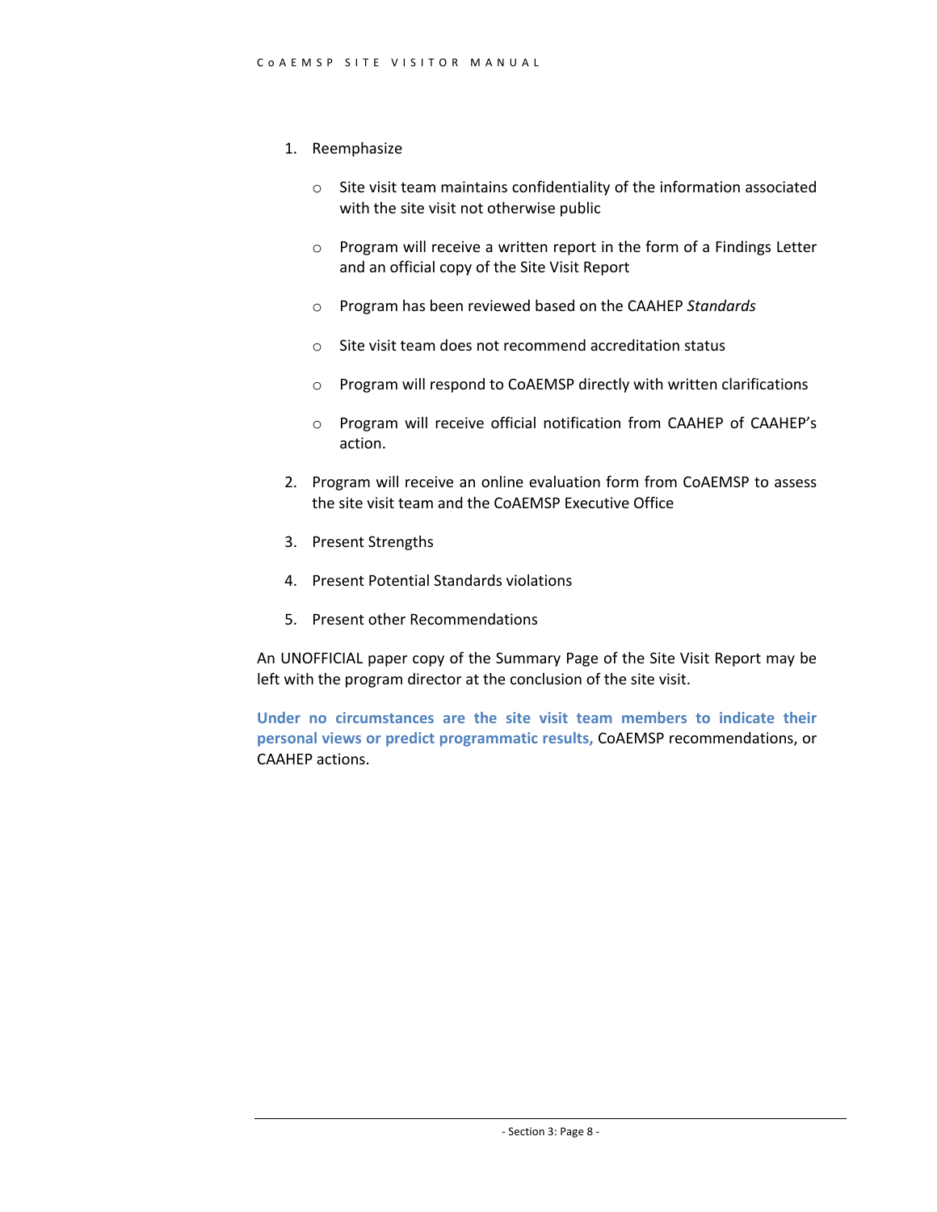1. Reemphasize

    - Site visit team maintains confidentiality of the information associated with the site visit not otherwise public
    - Program will receive a written report in the form of a Findings Letter and an official copy of the Site Visit Report
    - Program has been reviewed based on the CAAHEP *Standards*
    - Site visit team does not recommend accreditation status
    - Program will respond to CoAEMSP directly with written clarifications
    - Program will receive official notification from CAAHEP of CAAHEP's action.

2. Program will receive an online evaluation form from CoAEMSP to assess the site visit team and the CoAEMSP Executive Office

3. Present Strengths

4. Present Potential Standards violations

5. Present other Recommendations

An UNOFFICIAL paper copy of the Summary Page of the Site Visit Report may be left with the program director at the conclusion of the site visit.

**Under no circumstances are the site visit team members to indicate their personal views or predict programmatic results,** CoAEMSP recommendations, or CAAHEP actions.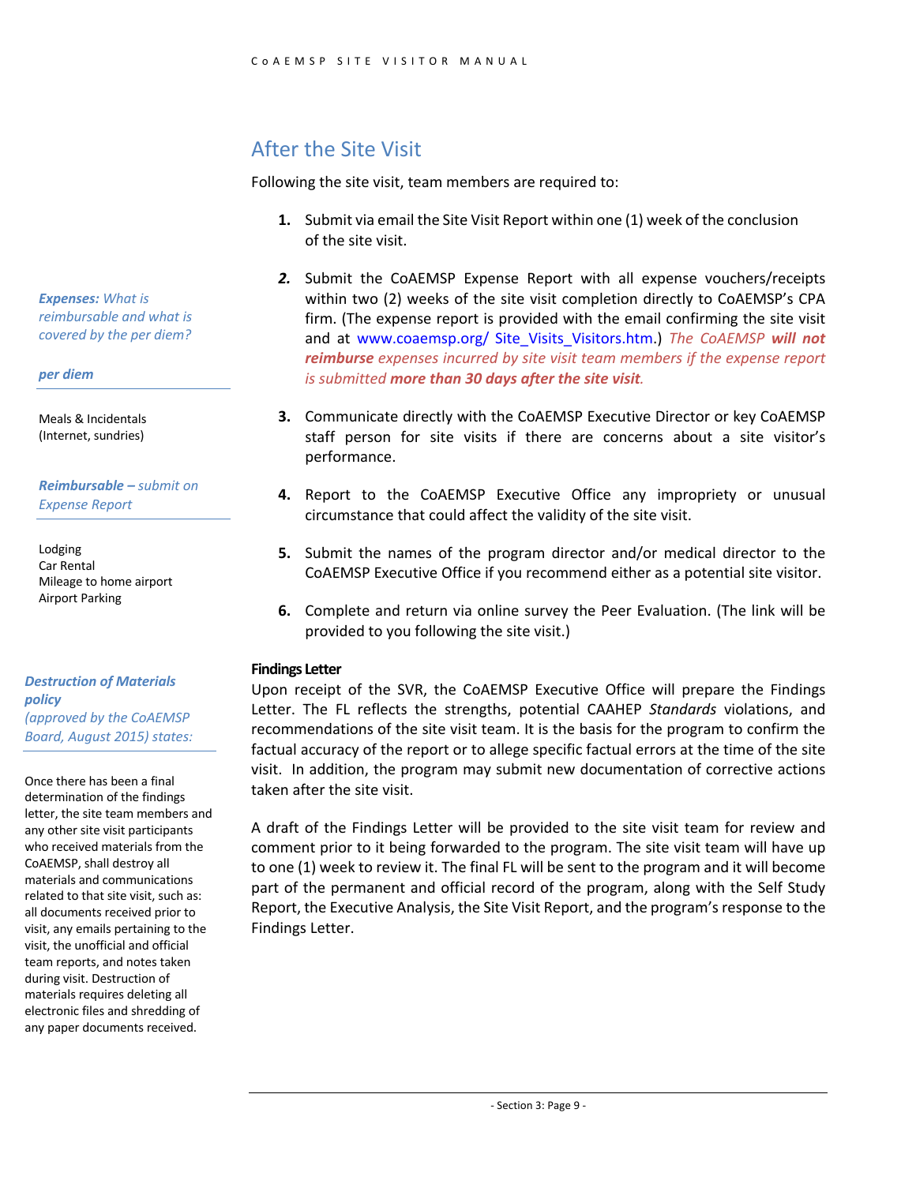## After the Site Visit

Following the site visit, team members are required to:

1. Submit via email the Site Visit Report within one (1) week of the conclusion of the site visit.
2. Submit the CoAEMSP Expense Report with all expense vouchers/receipts within two (2) weeks of the site visit completion directly to CoAEMSP's CPA firm. (The expense report is provided with the email confirming the site visit and at www.coaemsp.org/ Site_Visits_Visitors.htm.) *The CoAEMSP **will not reimburse** expenses incurred by site visit team members if the expense report is submitted **more than 30 days after the site visit**.*
3. Communicate directly with the CoAEMSP Executive Director or key CoAEMSP staff person for site visits if there are concerns about a site visitor's performance.
4. Report to the CoAEMSP Executive Office any impropriety or unusual circumstance that could affect the validity of the site visit.
5. Submit the names of the program director and/or medical director to the CoAEMSP Executive Office if you recommend either as a potential site visitor.
6. Complete and return via online survey the Peer Evaluation. (The link will be provided to you following the site visit.)

***Expenses:** What is reimbursable and what is covered by the per diem?*

***per diem***

Meals & Incidentals
(Internet, sundries)

***Reimbursable –** submit on Expense Report*

Lodging
Car Rental
Mileage to home airport
Airport Parking

***Destruction of Materials policy***
*(approved by the CoAEMSP Board, August 2015) states:*

Once there has been a final determination of the findings letter, the site team members and any other site visit participants who received materials from the CoAEMSP, shall destroy all materials and communications related to that site visit, such as: all documents received prior to visit, any emails pertaining to the visit, the unofficial and official team reports, and notes taken during visit. Destruction of materials requires deleting all electronic files and shredding of any paper documents received.

**Findings Letter**

Upon receipt of the SVR, the CoAEMSP Executive Office will prepare the Findings Letter. The FL reflects the strengths, potential CAAHEP *Standards* violations, and recommendations of the site visit team. It is the basis for the program to confirm the factual accuracy of the report or to allege specific factual errors at the time of the site visit. In addition, the program may submit new documentation of corrective actions taken after the site visit.

A draft of the Findings Letter will be provided to the site visit team for review and comment prior to it being forwarded to the program. The site visit team will have up to one (1) week to review it. The final FL will be sent to the program and it will become part of the permanent and official record of the program, along with the Self Study Report, the Executive Analysis, the Site Visit Report, and the program's response to the Findings Letter.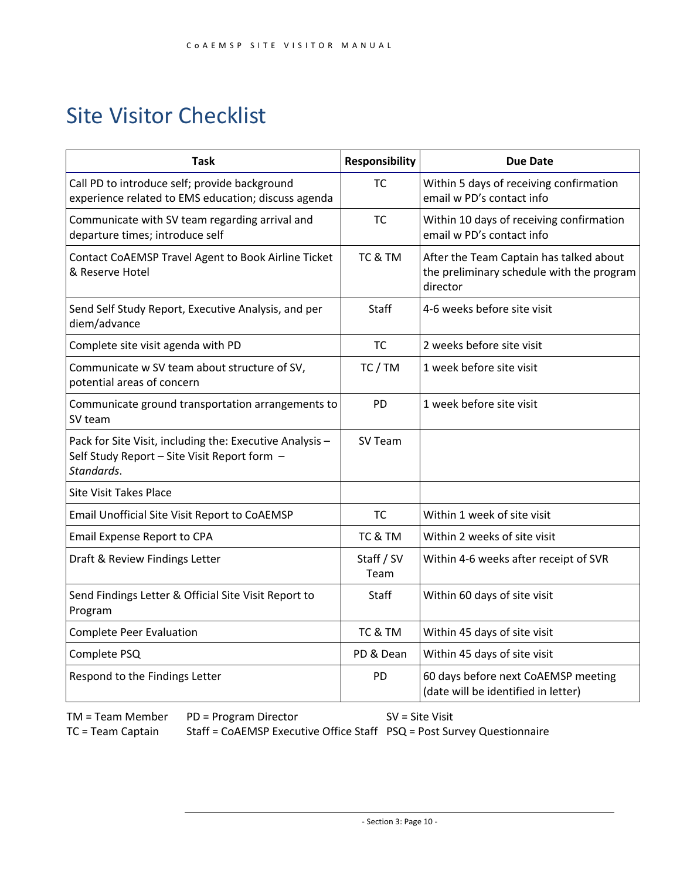# Site Visitor Checklist

| Task | Responsibility | Due Date |
|---|---|---|
| Call PD to introduce self; provide background experience related to EMS education; discuss agenda | TC | Within 5 days of receiving confirmation email w PD's contact info |
| Communicate with SV team regarding arrival and departure times; introduce self | TC | Within 10 days of receiving confirmation email w PD's contact info |
| Contact CoAEMSP Travel Agent to Book Airline Ticket & Reserve Hotel | TC & TM | After the Team Captain has talked about the preliminary schedule with the program director |
| Send Self Study Report, Executive Analysis, and per diem/advance | Staff | 4-6 weeks before site visit |
| Complete site visit agenda with PD | TC | 2 weeks before site visit |
| Communicate w SV team about structure of SV, potential areas of concern | TC / TM | 1 week before site visit |
| Communicate ground transportation arrangements to SV team | PD | 1 week before site visit |
| Pack for Site Visit, including the: Executive Analysis – Self Study Report – Site Visit Report form – *Standards*. | SV Team | |
| Site Visit Takes Place | | |
| Email Unofficial Site Visit Report to CoAEMSP | TC | Within 1 week of site visit |
| Email Expense Report to CPA | TC & TM | Within 2 weeks of site visit |
| Draft & Review Findings Letter | Staff / SV Team | Within 4-6 weeks after receipt of SVR |
| Send Findings Letter & Official Site Visit Report to Program | Staff | Within 60 days of site visit |
| Complete Peer Evaluation | TC & TM | Within 45 days of site visit |
| Complete PSQ | PD & Dean | Within 45 days of site visit |
| Respond to the Findings Letter | PD | 60 days before next CoAEMSP meeting (date will be identified in letter) |

TM = Team Member  PD = Program Director  SV = Site Visit
TC = Team Captain  Staff = CoAEMSP Executive Office Staff  PSQ = Post Survey Questionnaire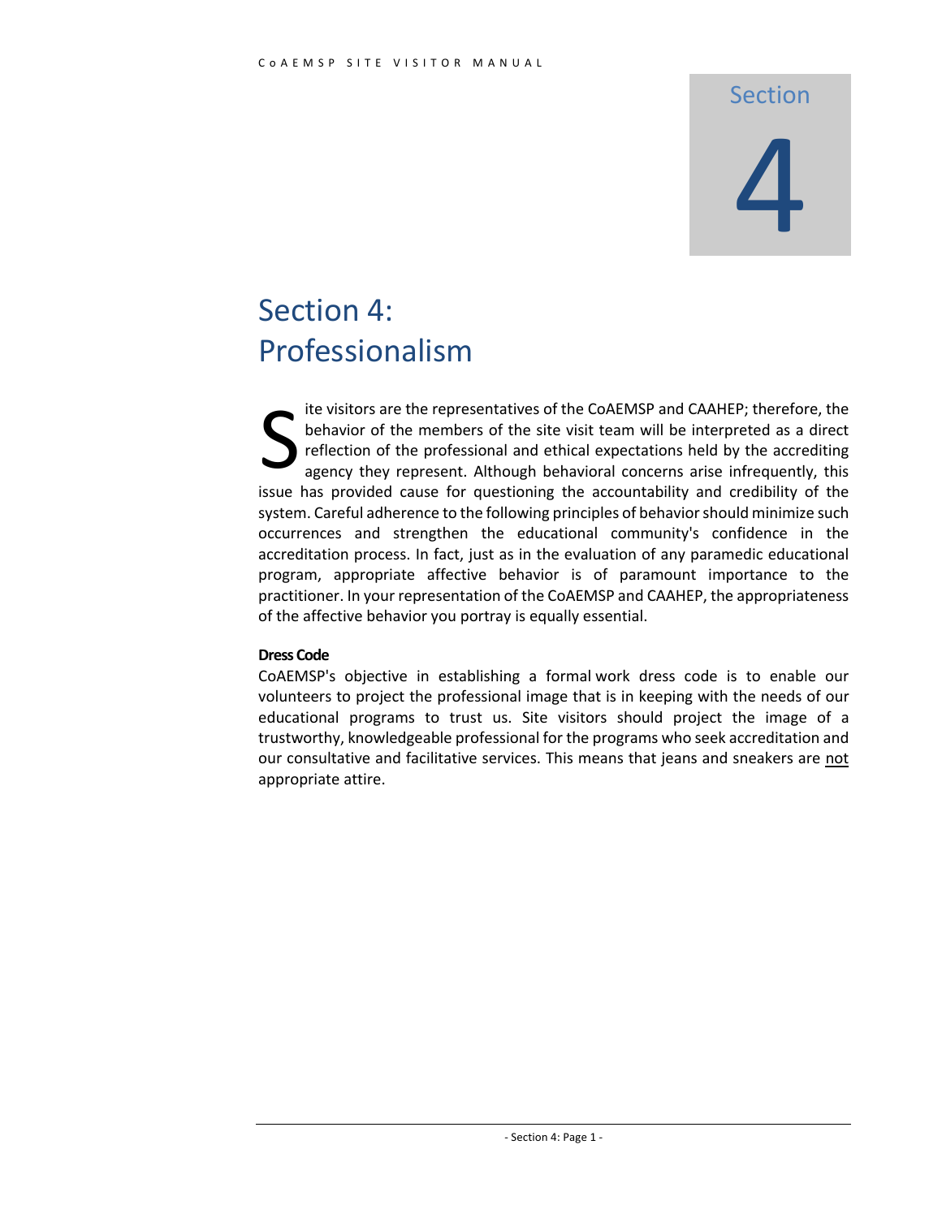# Section 4: Professionalism

Site visitors are the representatives of the CoAEMSP and CAAHEP; therefore, the behavior of the members of the site visit team will be interpreted as a direct reflection of the professional and ethical expectations held by the accrediting agency they represent. Although behavioral concerns arise infrequently, this issue has provided cause for questioning the accountability and credibility of the system. Careful adherence to the following principles of behavior should minimize such occurrences and strengthen the educational community's confidence in the accreditation process. In fact, just as in the evaluation of any paramedic educational program, appropriate affective behavior is of paramount importance to the practitioner. In your representation of the CoAEMSP and CAAHEP, the appropriateness of the affective behavior you portray is equally essential.

**Dress Code**

CoAEMSP's objective in establishing a formal work dress code is to enable our volunteers to project the professional image that is in keeping with the needs of our educational programs to trust us. Site visitors should project the image of a trustworthy, knowledgeable professional for the programs who seek accreditation and our consultative and facilitative services. This means that jeans and sneakers are not appropriate attire.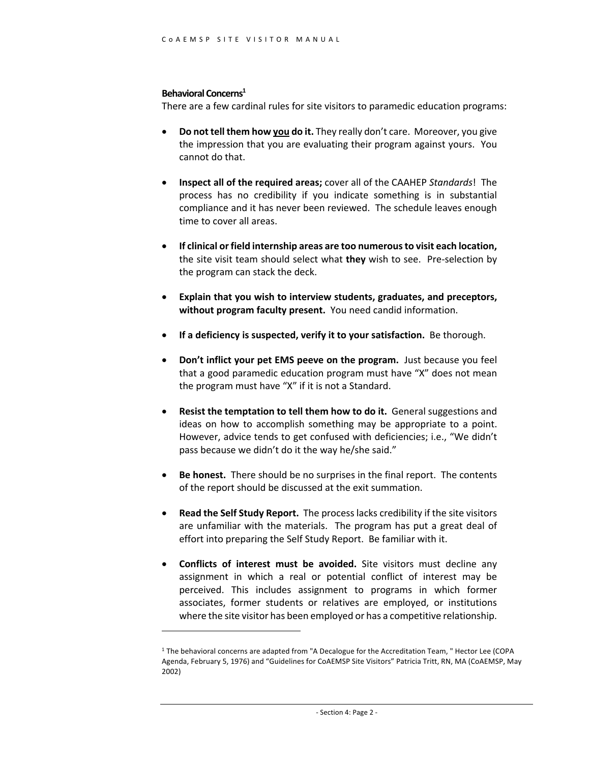**Behavioral Concerns**[1]

There are a few cardinal rules for site visitors to paramedic education programs:

- **Do not tell them how <u>you</u> do it.** They really don't care. Moreover, you give the impression that you are evaluating their program against yours. You cannot do that.

- **Inspect all of the required areas;** cover all of the CAAHEP *Standards*! The process has no credibility if you indicate something is in substantial compliance and it has never been reviewed. The schedule leaves enough time to cover all areas.

- **If clinical or field internship areas are too numerous to visit each location,** the site visit team should select what **they** wish to see. Pre-selection by the program can stack the deck.

- **Explain that you wish to interview students, graduates, and preceptors, without program faculty present.** You need candid information.

- **If a deficiency is suspected, verify it to your satisfaction.** Be thorough.

- **Don't inflict your pet EMS peeve on the program.** Just because you feel that a good paramedic education program must have "X" does not mean the program must have "X" if it is not a Standard.

- **Resist the temptation to tell them how to do it.** General suggestions and ideas on how to accomplish something may be appropriate to a point. However, advice tends to get confused with deficiencies; i.e., "We didn't pass because we didn't do it the way he/she said."

- **Be honest.** There should be no surprises in the final report. The contents of the report should be discussed at the exit summation.

- **Read the Self Study Report.** The process lacks credibility if the site visitors are unfamiliar with the materials. The program has put a great deal of effort into preparing the Self Study Report. Be familiar with it.

- **Conflicts of interest must be avoided.** Site visitors must decline any assignment in which a real or potential conflict of interest may be perceived. This includes assignment to programs in which former associates, former students or relatives are employed, or institutions where the site visitor has been employed or has a competitive relationship.

---

[1] The behavioral concerns are adapted from "A Decalogue for the Accreditation Team, " Hector Lee (COPA Agenda, February 5, 1976) and "Guidelines for CoAEMSP Site Visitors" Patricia Tritt, RN, MA (CoAEMSP, May 2002)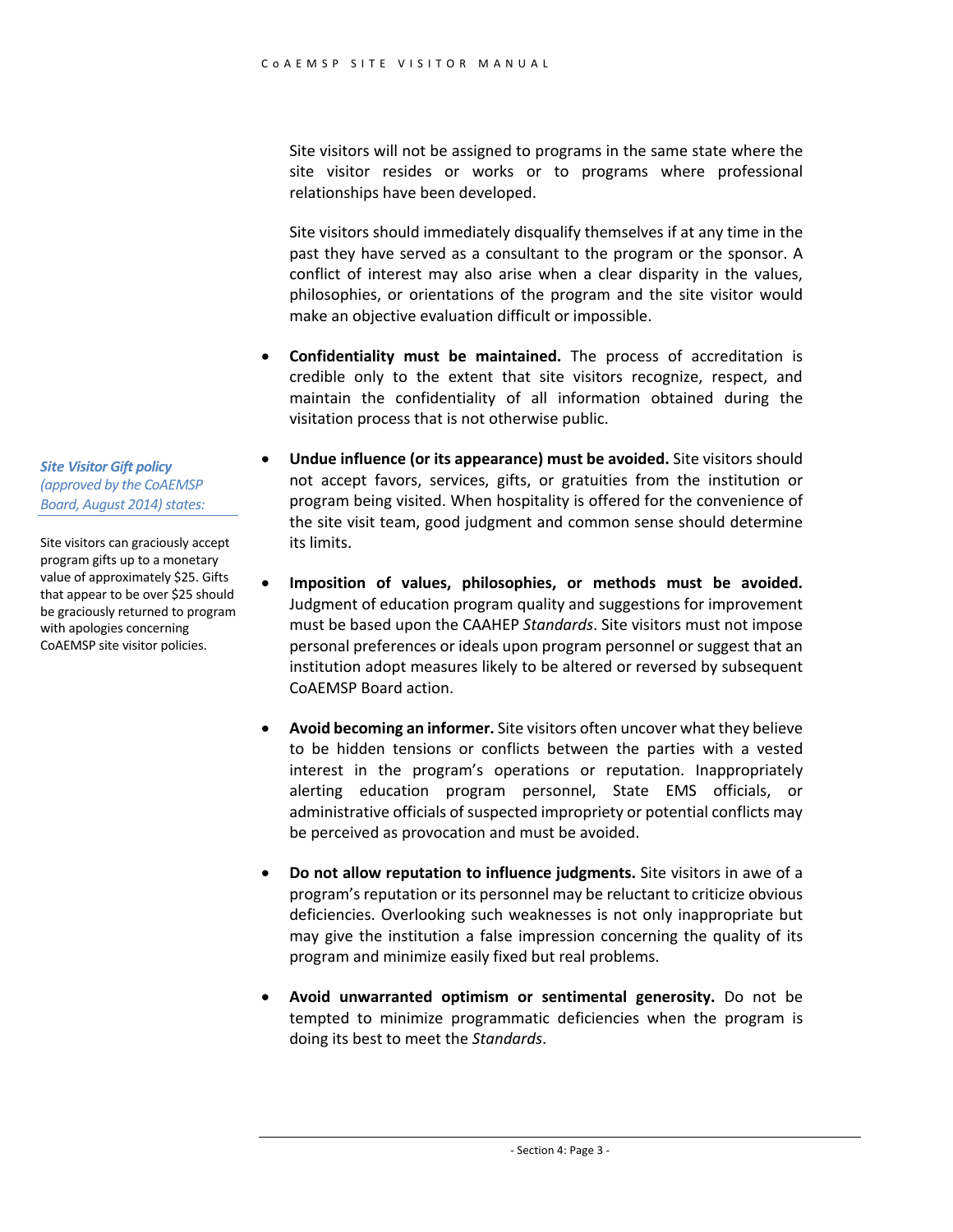Site visitors will not be assigned to programs in the same state where the site visitor resides or works or to programs where professional relationships have been developed.

Site visitors should immediately disqualify themselves if at any time in the past they have served as a consultant to the program or the sponsor. A conflict of interest may also arise when a clear disparity in the values, philosophies, or orientations of the program and the site visitor would make an objective evaluation difficult or impossible.

- **Confidentiality must be maintained.** The process of accreditation is credible only to the extent that site visitors recognize, respect, and maintain the confidentiality of all information obtained during the visitation process that is not otherwise public.

- **Undue influence (or its appearance) must be avoided.** Site visitors should not accept favors, services, gifts, or gratuities from the institution or program being visited. When hospitality is offered for the convenience of the site visit team, good judgment and common sense should determine its limits.

> ***Site Visitor Gift policy*** *(approved by the CoAEMSP Board, August 2014) states:*
>
> Site visitors can graciously accept program gifts up to a monetary value of approximately $25. Gifts that appear to be over $25 should be graciously returned to program with apologies concerning CoAEMSP site visitor policies.

- **Imposition of values, philosophies, or methods must be avoided.** Judgment of education program quality and suggestions for improvement must be based upon the CAAHEP *Standards*. Site visitors must not impose personal preferences or ideals upon program personnel or suggest that an institution adopt measures likely to be altered or reversed by subsequent CoAEMSP Board action.

- **Avoid becoming an informer.** Site visitors often uncover what they believe to be hidden tensions or conflicts between the parties with a vested interest in the program's operations or reputation. Inappropriately alerting education program personnel, State EMS officials, or administrative officials of suspected impropriety or potential conflicts may be perceived as provocation and must be avoided.

- **Do not allow reputation to influence judgments.** Site visitors in awe of a program's reputation or its personnel may be reluctant to criticize obvious deficiencies. Overlooking such weaknesses is not only inappropriate but may give the institution a false impression concerning the quality of its program and minimize easily fixed but real problems.

- **Avoid unwarranted optimism or sentimental generosity.** Do not be tempted to minimize programmatic deficiencies when the program is doing its best to meet the *Standards*.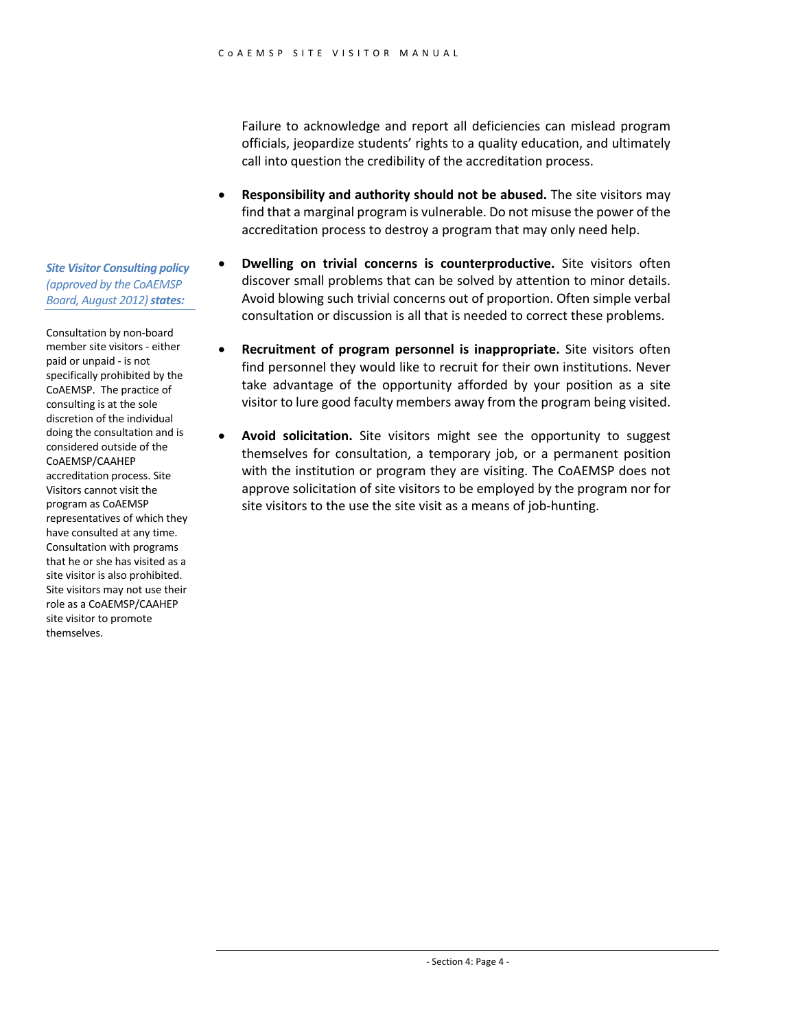Failure to acknowledge and report all deficiencies can mislead program officials, jeopardize students' rights to a quality education, and ultimately call into question the credibility of the accreditation process.

- **Responsibility and authority should not be abused.** The site visitors may find that a marginal program is vulnerable. Do not misuse the power of the accreditation process to destroy a program that may only need help.

- **Dwelling on trivial concerns is counterproductive.** Site visitors often discover small problems that can be solved by attention to minor details. Avoid blowing such trivial concerns out of proportion. Often simple verbal consultation or discussion is all that is needed to correct these problems.

- **Recruitment of program personnel is inappropriate.** Site visitors often find personnel they would like to recruit for their own institutions. Never take advantage of the opportunity afforded by your position as a site visitor to lure good faculty members away from the program being visited.

- **Avoid solicitation.** Site visitors might see the opportunity to suggest themselves for consultation, a temporary job, or a permanent position with the institution or program they are visiting. The CoAEMSP does not approve solicitation of site visitors to be employed by the program nor for site visitors to the use the site visit as a means of job-hunting.

***Site Visitor Consulting policy*** *(approved by the CoAEMSP Board, August 2012)* ***states:***

Consultation by non-board member site visitors - either paid or unpaid - is not specifically prohibited by the CoAEMSP. The practice of consulting is at the sole discretion of the individual doing the consultation and is considered outside of the CoAEMSP/CAAHEP accreditation process. Site Visitors cannot visit the program as CoAEMSP representatives of which they have consulted at any time. Consultation with programs that he or she has visited as a site visitor is also prohibited. Site visitors may not use their role as a CoAEMSP/CAAHEP site visitor to promote themselves.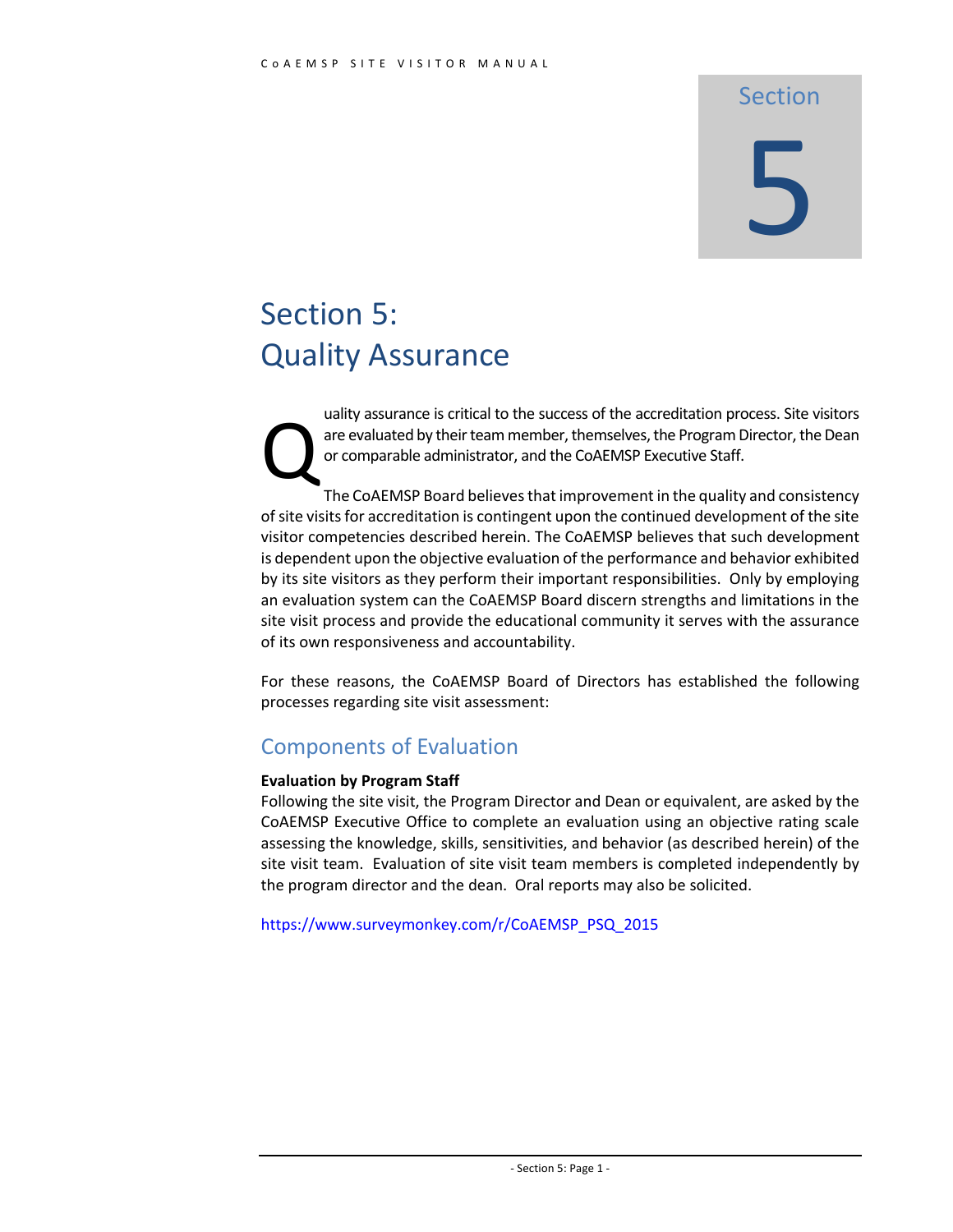# Section 5: Quality Assurance

Quality assurance is critical to the success of the accreditation process. Site visitors are evaluated by their team member, themselves, the Program Director, the Dean or comparable administrator, and the CoAEMSP Executive Staff.

The CoAEMSP Board believes that improvement in the quality and consistency of site visits for accreditation is contingent upon the continued development of the site visitor competencies described herein. The CoAEMSP believes that such development is dependent upon the objective evaluation of the performance and behavior exhibited by its site visitors as they perform their important responsibilities. Only by employing an evaluation system can the CoAEMSP Board discern strengths and limitations in the site visit process and provide the educational community it serves with the assurance of its own responsiveness and accountability.

For these reasons, the CoAEMSP Board of Directors has established the following processes regarding site visit assessment:

## Components of Evaluation

**Evaluation by Program Staff**
Following the site visit, the Program Director and Dean or equivalent, are asked by the CoAEMSP Executive Office to complete an evaluation using an objective rating scale assessing the knowledge, skills, sensitivities, and behavior (as described herein) of the site visit team. Evaluation of site visit team members is completed independently by the program director and the dean. Oral reports may also be solicited.

https://www.surveymonkey.com/r/CoAEMSP_PSQ_2015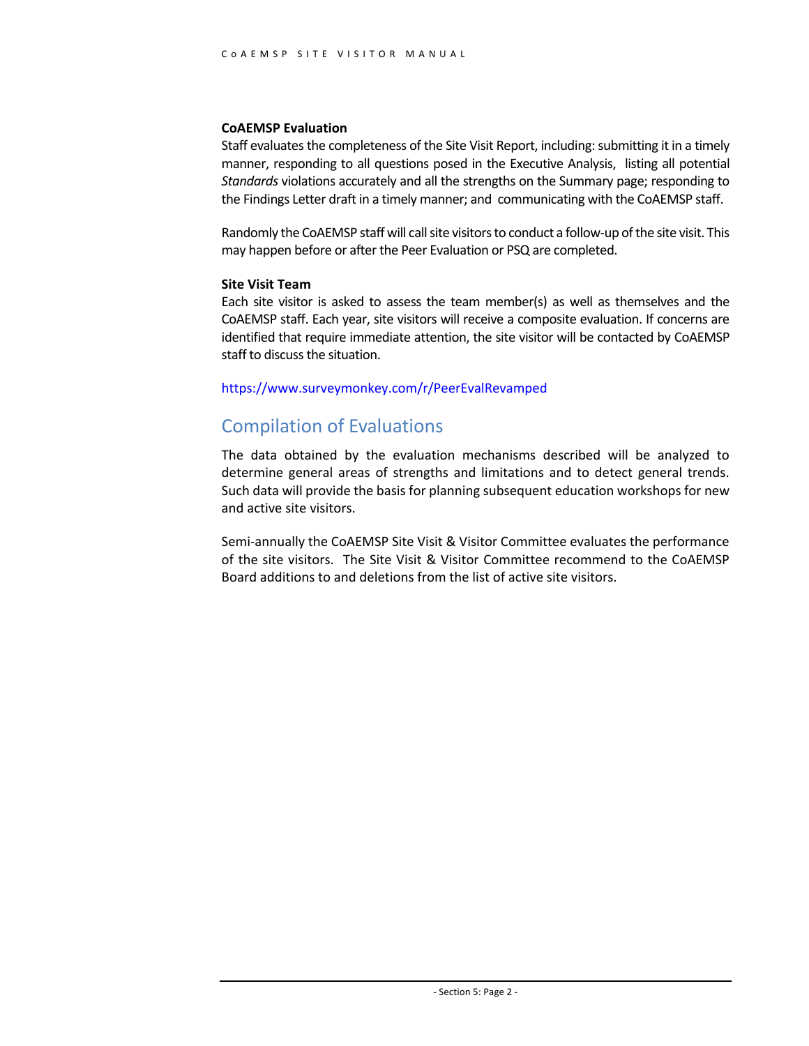**CoAEMSP Evaluation**

Staff evaluates the completeness of the Site Visit Report, including: submitting it in a timely manner, responding to all questions posed in the Executive Analysis, listing all potential *Standards* violations accurately and all the strengths on the Summary page; responding to the Findings Letter draft in a timely manner; and communicating with the CoAEMSP staff.

Randomly the CoAEMSP staff will call site visitors to conduct a follow-up of the site visit. This may happen before or after the Peer Evaluation or PSQ are completed.

**Site Visit Team**

Each site visitor is asked to assess the team member(s) as well as themselves and the CoAEMSP staff. Each year, site visitors will receive a composite evaluation. If concerns are identified that require immediate attention, the site visitor will be contacted by CoAEMSP staff to discuss the situation.

https://www.surveymonkey.com/r/PeerEvalRevamped

## Compilation of Evaluations

The data obtained by the evaluation mechanisms described will be analyzed to determine general areas of strengths and limitations and to detect general trends. Such data will provide the basis for planning subsequent education workshops for new and active site visitors.

Semi-annually the CoAEMSP Site Visit & Visitor Committee evaluates the performance of the site visitors. The Site Visit & Visitor Committee recommend to the CoAEMSP Board additions to and deletions from the list of active site visitors.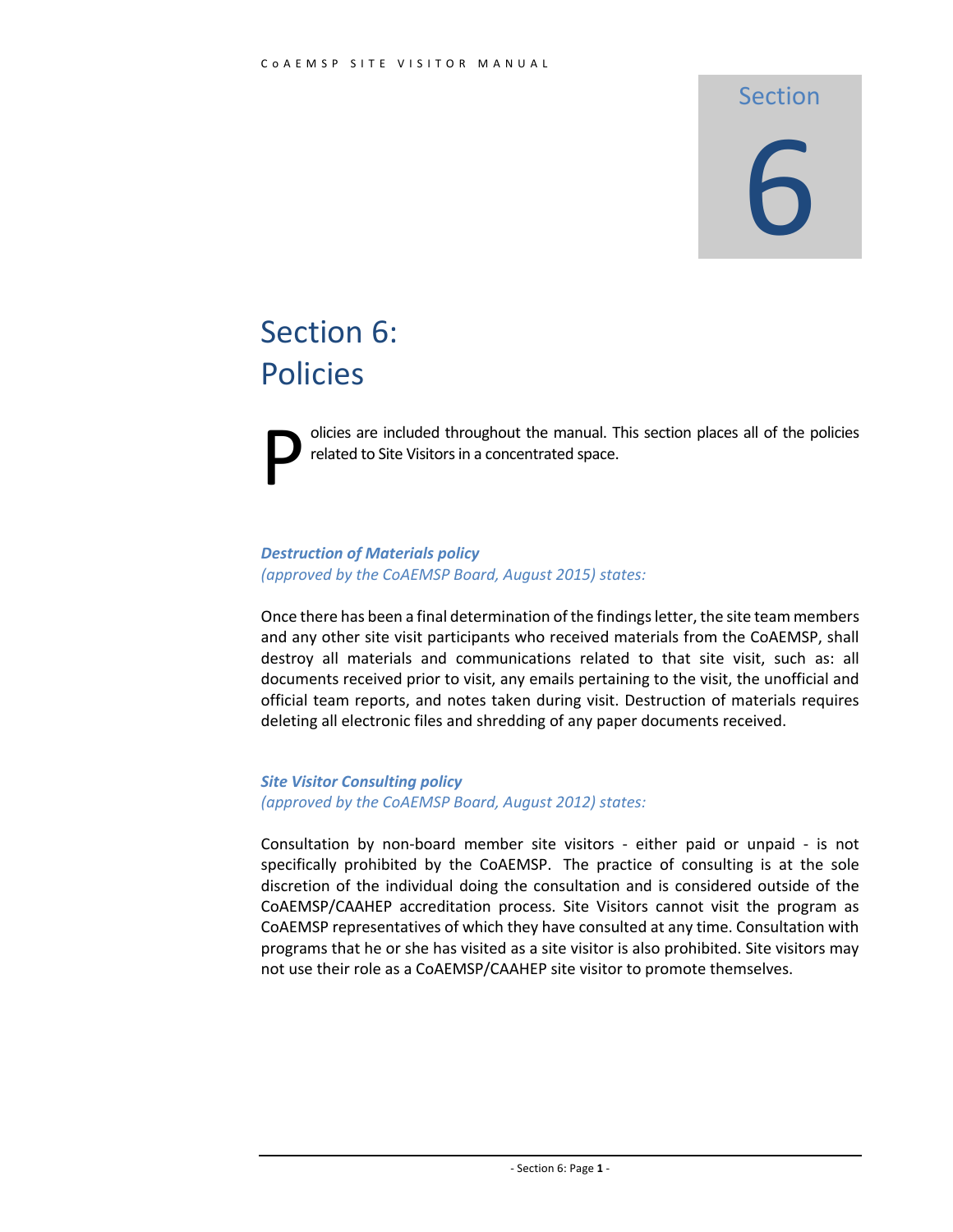# Section 6: Policies

Policies are included throughout the manual. This section places all of the policies related to Site Visitors in a concentrated space.

***Destruction of Materials policy***
*(approved by the CoAEMSP Board, August 2015) states:*

Once there has been a final determination of the findings letter, the site team members and any other site visit participants who received materials from the CoAEMSP, shall destroy all materials and communications related to that site visit, such as: all documents received prior to visit, any emails pertaining to the visit, the unofficial and official team reports, and notes taken during visit. Destruction of materials requires deleting all electronic files and shredding of any paper documents received.

***Site Visitor Consulting policy***
*(approved by the CoAEMSP Board, August 2012) states:*

Consultation by non-board member site visitors - either paid or unpaid - is not specifically prohibited by the CoAEMSP. The practice of consulting is at the sole discretion of the individual doing the consultation and is considered outside of the CoAEMSP/CAAHEP accreditation process. Site Visitors cannot visit the program as CoAEMSP representatives of which they have consulted at any time. Consultation with programs that he or she has visited as a site visitor is also prohibited. Site visitors may not use their role as a CoAEMSP/CAAHEP site visitor to promote themselves.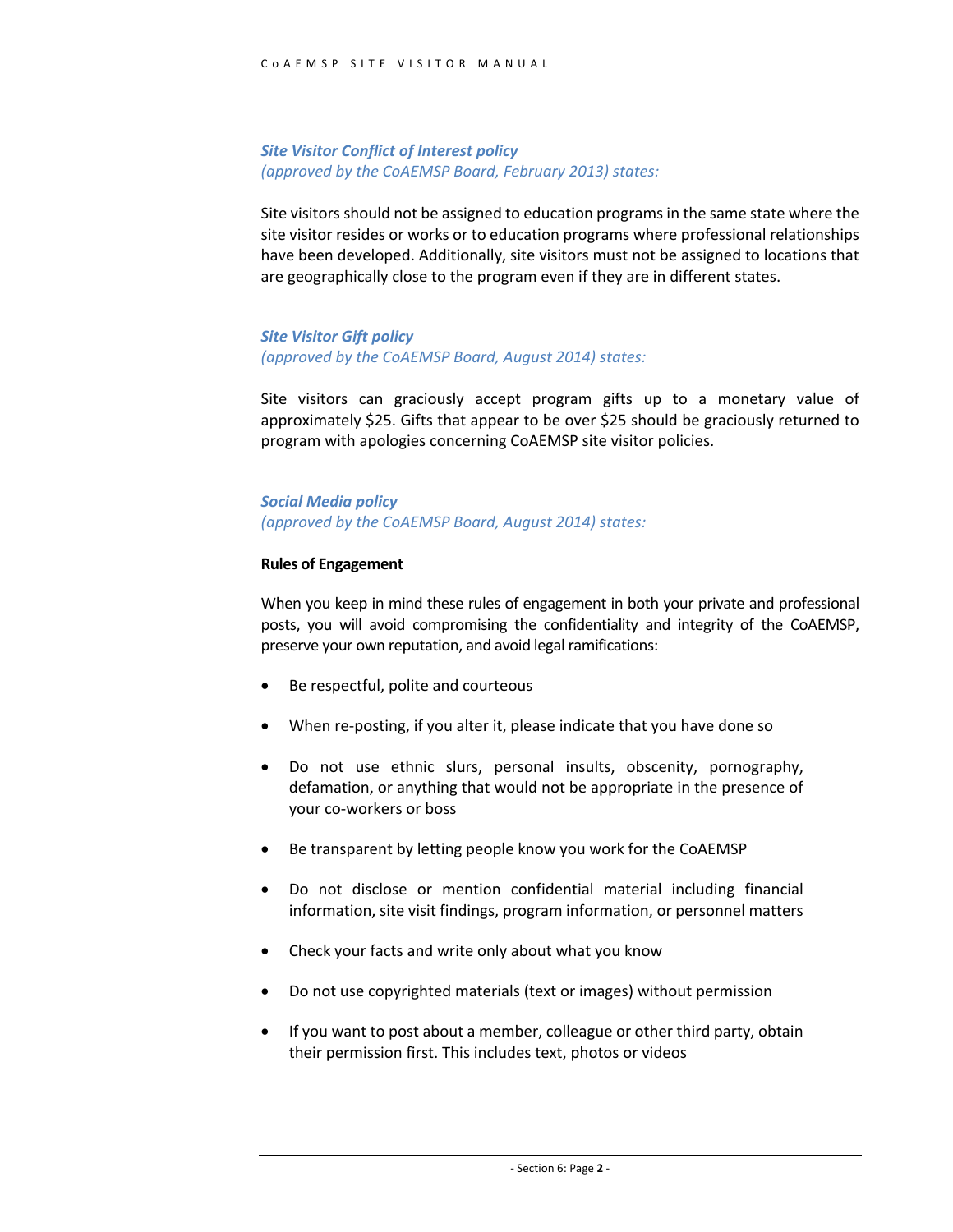***Site Visitor Conflict of Interest policy***
*(approved by the CoAEMSP Board, February 2013) states:*

Site visitors should not be assigned to education programs in the same state where the site visitor resides or works or to education programs where professional relationships have been developed. Additionally, site visitors must not be assigned to locations that are geographically close to the program even if they are in different states.

***Site Visitor Gift policy***
*(approved by the CoAEMSP Board, August 2014) states:*

Site visitors can graciously accept program gifts up to a monetary value of approximately $25. Gifts that appear to be over $25 should be graciously returned to program with apologies concerning CoAEMSP site visitor policies.

***Social Media policy***
*(approved by the CoAEMSP Board, August 2014) states:*

**Rules of Engagement**

When you keep in mind these rules of engagement in both your private and professional posts, you will avoid compromising the confidentiality and integrity of the CoAEMSP, preserve your own reputation, and avoid legal ramifications:

- Be respectful, polite and courteous
- When re-posting, if you alter it, please indicate that you have done so
- Do not use ethnic slurs, personal insults, obscenity, pornography, defamation, or anything that would not be appropriate in the presence of your co-workers or boss
- Be transparent by letting people know you work for the CoAEMSP
- Do not disclose or mention confidential material including financial information, site visit findings, program information, or personnel matters
- Check your facts and write only about what you know
- Do not use copyrighted materials (text or images) without permission
- If you want to post about a member, colleague or other third party, obtain their permission first. This includes text, photos or videos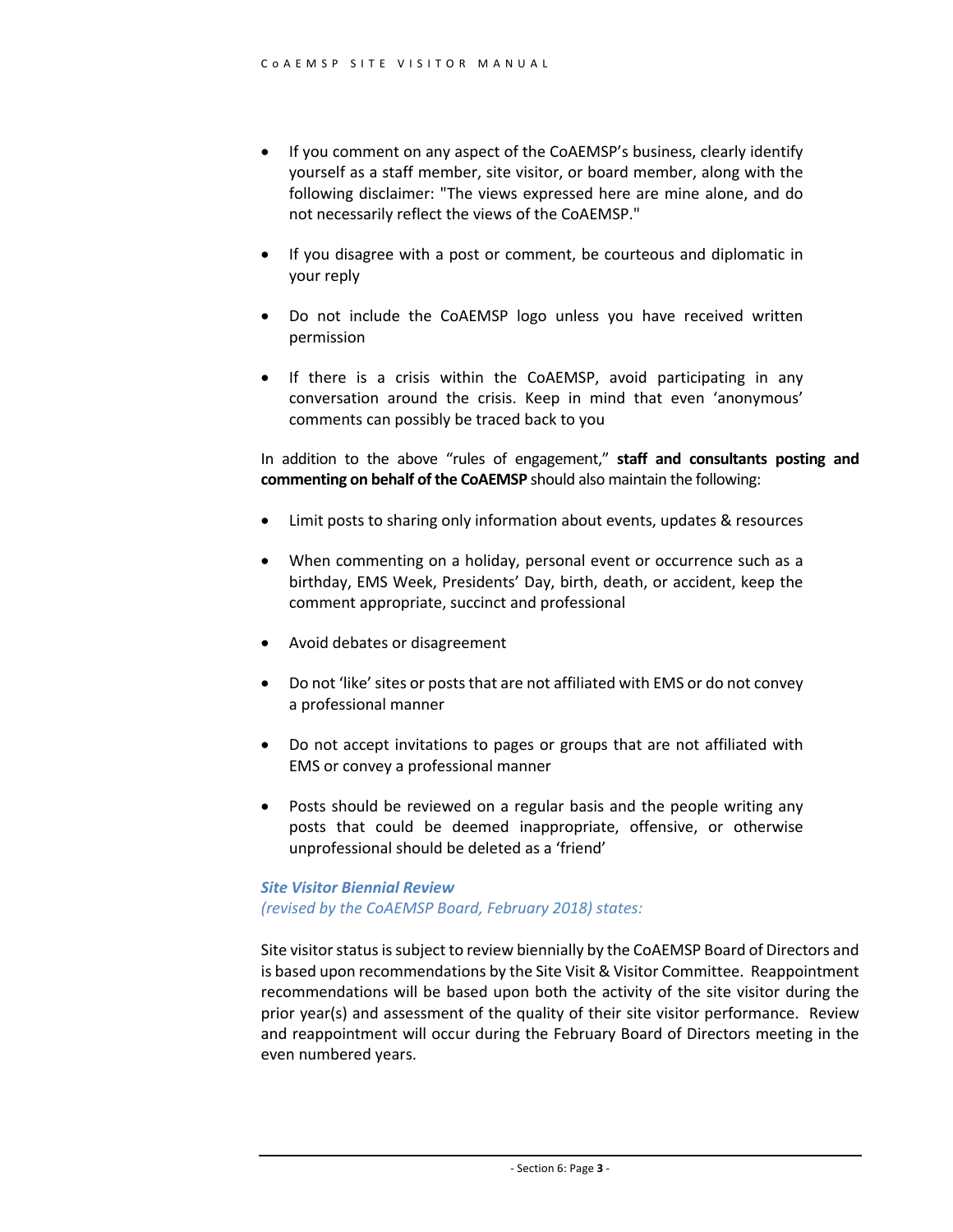- If you comment on any aspect of the CoAEMSP's business, clearly identify yourself as a staff member, site visitor, or board member, along with the following disclaimer: "The views expressed here are mine alone, and do not necessarily reflect the views of the CoAEMSP."

- If you disagree with a post or comment, be courteous and diplomatic in your reply

- Do not include the CoAEMSP logo unless you have received written permission

- If there is a crisis within the CoAEMSP, avoid participating in any conversation around the crisis. Keep in mind that even 'anonymous' comments can possibly be traced back to you

In addition to the above "rules of engagement," **staff and consultants posting and commenting on behalf of the CoAEMSP** should also maintain the following:

- Limit posts to sharing only information about events, updates & resources

- When commenting on a holiday, personal event or occurrence such as a birthday, EMS Week, Presidents' Day, birth, death, or accident, keep the comment appropriate, succinct and professional

- Avoid debates or disagreement

- Do not 'like' sites or posts that are not affiliated with EMS or do not convey a professional manner

- Do not accept invitations to pages or groups that are not affiliated with EMS or convey a professional manner

- Posts should be reviewed on a regular basis and the people writing any posts that could be deemed inappropriate, offensive, or otherwise unprofessional should be deleted as a 'friend'

***Site Visitor Biennial Review***
*(revised by the CoAEMSP Board, February 2018) states:*

Site visitor status is subject to review biennially by the CoAEMSP Board of Directors and is based upon recommendations by the Site Visit & Visitor Committee. Reappointment recommendations will be based upon both the activity of the site visitor during the prior year(s) and assessment of the quality of their site visitor performance. Review and reappointment will occur during the February Board of Directors meeting in the even numbered years.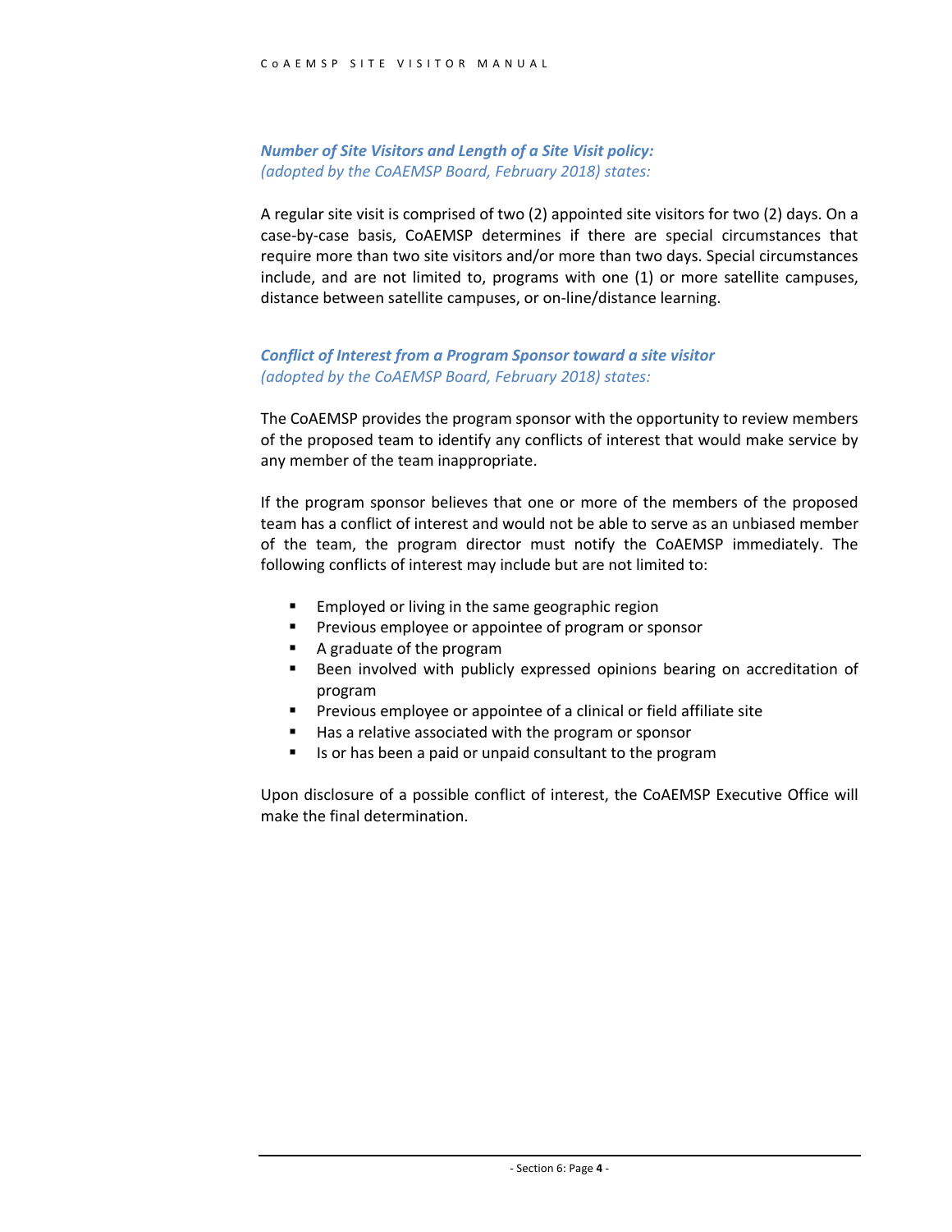***Number of Site Visitors and Length of a Site Visit policy:***
*(adopted by the CoAEMSP Board, February 2018) states:*

A regular site visit is comprised of two (2) appointed site visitors for two (2) days. On a case-by-case basis, CoAEMSP determines if there are special circumstances that require more than two site visitors and/or more than two days. Special circumstances include, and are not limited to, programs with one (1) or more satellite campuses, distance between satellite campuses, or on-line/distance learning.

***Conflict of Interest from a Program Sponsor toward a site visitor***
*(adopted by the CoAEMSP Board, February 2018) states:*

The CoAEMSP provides the program sponsor with the opportunity to review members of the proposed team to identify any conflicts of interest that would make service by any member of the team inappropriate.

If the program sponsor believes that one or more of the members of the proposed team has a conflict of interest and would not be able to serve as an unbiased member of the team, the program director must notify the CoAEMSP immediately. The following conflicts of interest may include but are not limited to:

- Employed or living in the same geographic region
- Previous employee or appointee of program or sponsor
- A graduate of the program
- Been involved with publicly expressed opinions bearing on accreditation of program
- Previous employee or appointee of a clinical or field affiliate site
- Has a relative associated with the program or sponsor
- Is or has been a paid or unpaid consultant to the program

Upon disclosure of a possible conflict of interest, the CoAEMSP Executive Office will make the final determination.